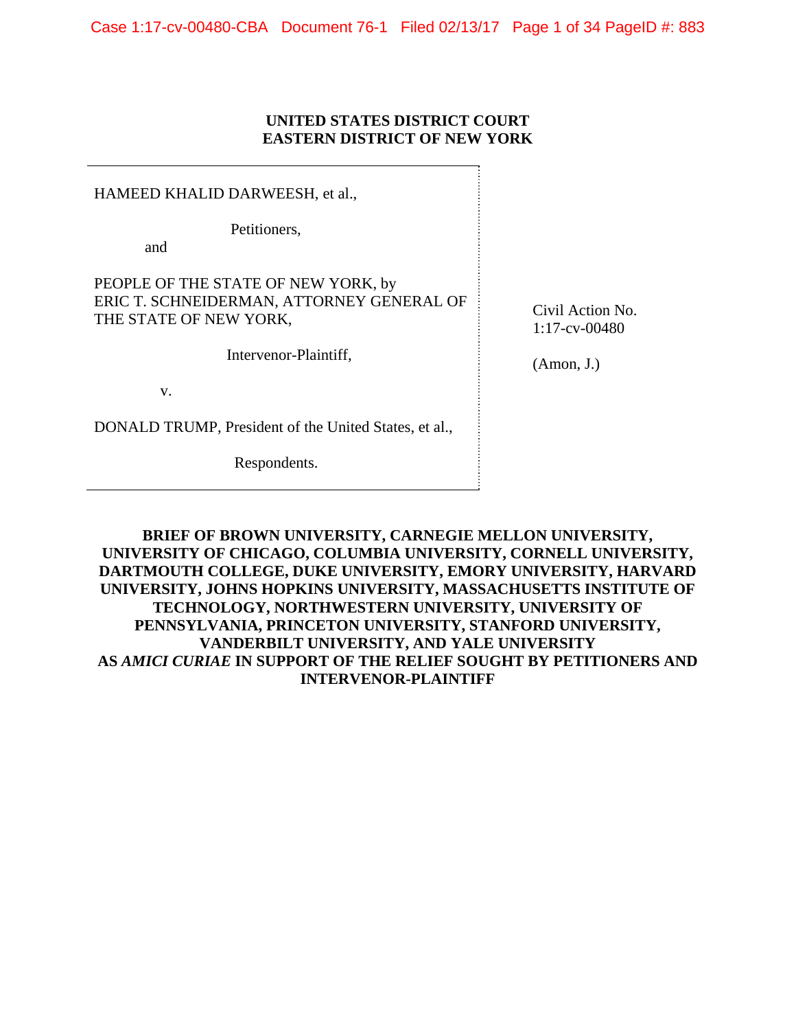**UNITED STATES DISTRICT COURT**
**EASTERN DISTRICT OF NEW YORK**

HAMEED KHALID DARWEESH, et al.,

Petitioners,

and

PEOPLE OF THE STATE OF NEW YORK, by ERIC T. SCHNEIDERMAN, ATTORNEY GENERAL OF THE STATE OF NEW YORK,

Intervenor-Plaintiff,

v.

DONALD TRUMP, President of the United States, et al.,

Respondents.

Civil Action No. 1:17-cv-00480

(Amon, J.)

**BRIEF OF BROWN UNIVERSITY, CARNEGIE MELLON UNIVERSITY, UNIVERSITY OF CHICAGO, COLUMBIA UNIVERSITY, CORNELL UNIVERSITY, DARTMOUTH COLLEGE, DUKE UNIVERSITY, EMORY UNIVERSITY, HARVARD UNIVERSITY, JOHNS HOPKINS UNIVERSITY, MASSACHUSETTS INSTITUTE OF TECHNOLOGY, NORTHWESTERN UNIVERSITY, UNIVERSITY OF PENNSYLVANIA, PRINCETON UNIVERSITY, STANFORD UNIVERSITY, VANDERBILT UNIVERSITY, AND YALE UNIVERSITY AS *AMICI CURIAE* IN SUPPORT OF THE RELIEF SOUGHT BY PETITIONERS AND INTERVENOR-PLAINTIFF**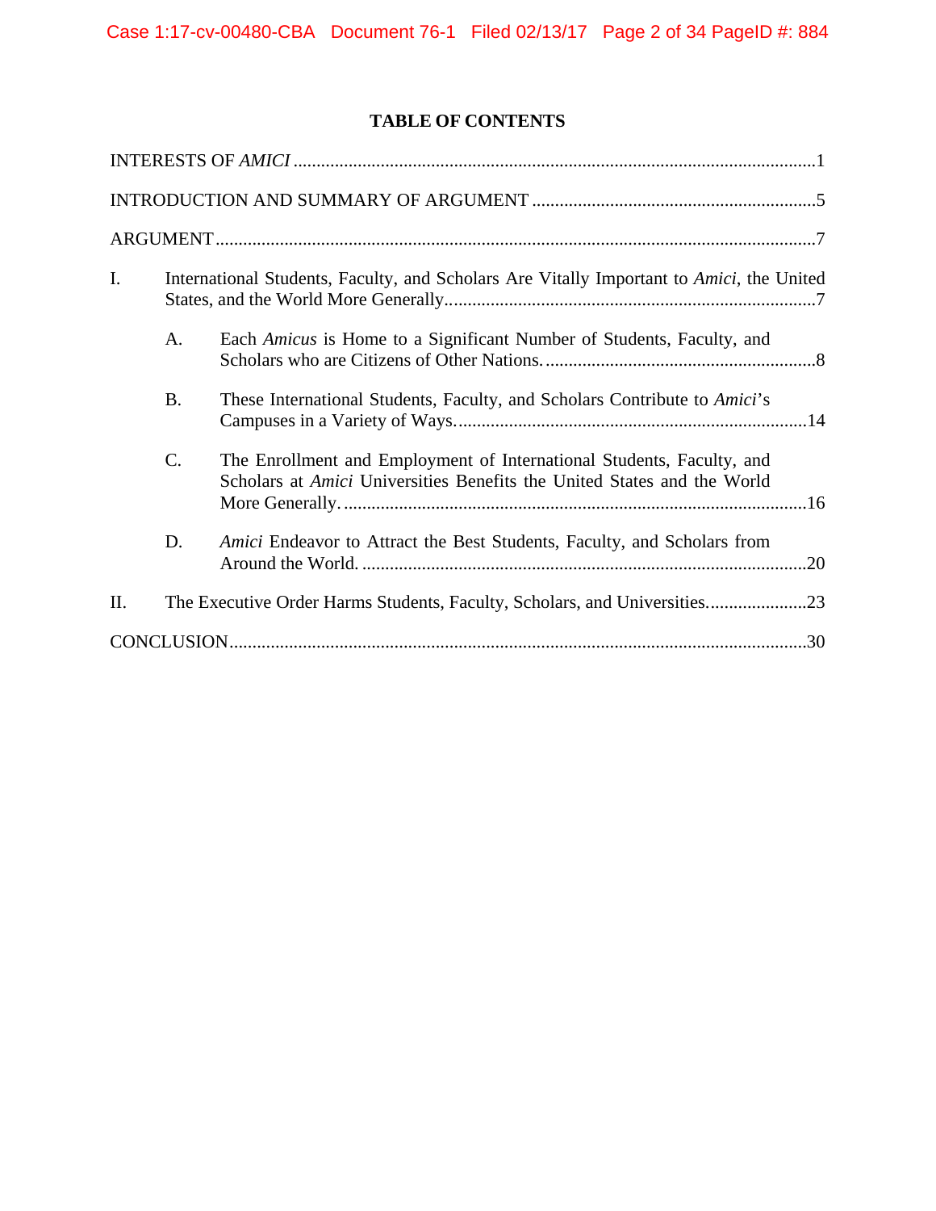## TABLE OF CONTENTS

INTERESTS OF *AMICI* ....................................................................................................1

INTRODUCTION AND SUMMARY OF ARGUMENT ..............................................................5

ARGUMENT....................................................................................................................7

I. International Students, Faculty, and Scholars Are Vitally Important to *Amici*, the United States, and the World More Generally..................................................................................7

   A. Each *Amicus* is Home to a Significant Number of Students, Faculty, and Scholars who are Citizens of Other Nations. ..........................................................8

   B. These International Students, Faculty, and Scholars Contribute to *Amici*'s Campuses in a Variety of Ways. ...........................................................................14

   C. The Enrollment and Employment of International Students, Faculty, and Scholars at *Amici* Universities Benefits the United States and the World More Generally. ....................................................................................................16

   D. *Amici* Endeavor to Attract the Best Students, Faculty, and Scholars from Around the World. ................................................................................................20

II. The Executive Order Harms Students, Faculty, Scholars, and Universities......................23

CONCLUSION...............................................................................................................30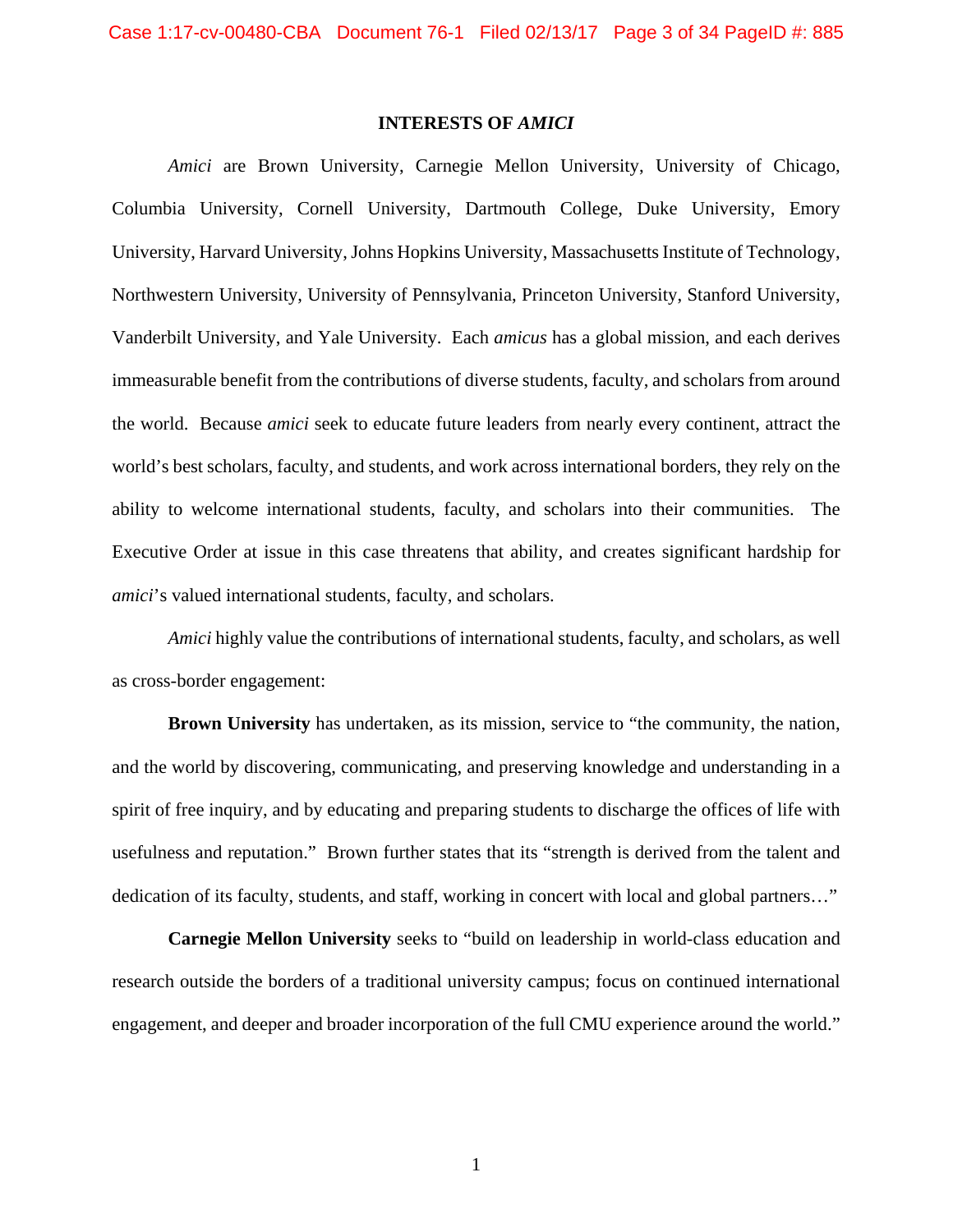## INTERESTS OF *AMICI*

*Amici* are Brown University, Carnegie Mellon University, University of Chicago, Columbia University, Cornell University, Dartmouth College, Duke University, Emory University, Harvard University, Johns Hopkins University, Massachusetts Institute of Technology, Northwestern University, University of Pennsylvania, Princeton University, Stanford University, Vanderbilt University, and Yale University. Each *amicus* has a global mission, and each derives immeasurable benefit from the contributions of diverse students, faculty, and scholars from around the world. Because *amici* seek to educate future leaders from nearly every continent, attract the world's best scholars, faculty, and students, and work across international borders, they rely on the ability to welcome international students, faculty, and scholars into their communities. The Executive Order at issue in this case threatens that ability, and creates significant hardship for *amici*'s valued international students, faculty, and scholars.

*Amici* highly value the contributions of international students, faculty, and scholars, as well as cross-border engagement:

**Brown University** has undertaken, as its mission, service to "the community, the nation, and the world by discovering, communicating, and preserving knowledge and understanding in a spirit of free inquiry, and by educating and preparing students to discharge the offices of life with usefulness and reputation." Brown further states that its "strength is derived from the talent and dedication of its faculty, students, and staff, working in concert with local and global partners…"

**Carnegie Mellon University** seeks to "build on leadership in world-class education and research outside the borders of a traditional university campus; focus on continued international engagement, and deeper and broader incorporation of the full CMU experience around the world."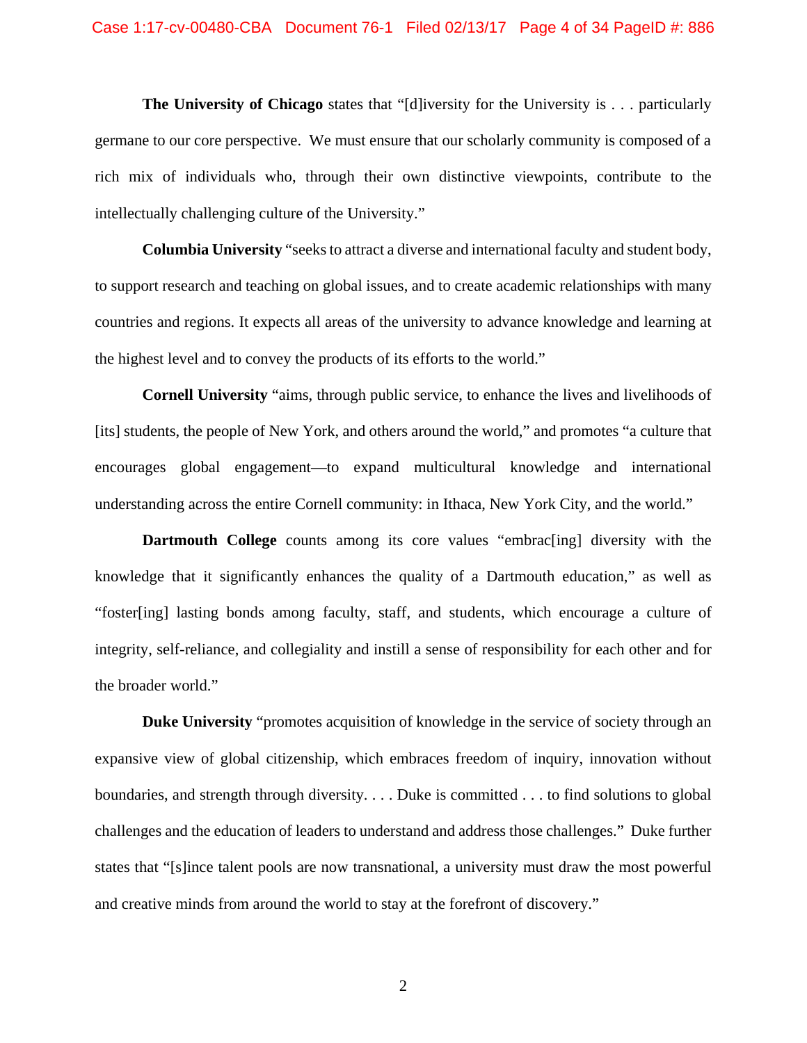**The University of Chicago** states that "[d]iversity for the University is . . . particularly germane to our core perspective. We must ensure that our scholarly community is composed of a rich mix of individuals who, through their own distinctive viewpoints, contribute to the intellectually challenging culture of the University."

**Columbia University** "seeks to attract a diverse and international faculty and student body, to support research and teaching on global issues, and to create academic relationships with many countries and regions. It expects all areas of the university to advance knowledge and learning at the highest level and to convey the products of its efforts to the world."

**Cornell University** "aims, through public service, to enhance the lives and livelihoods of [its] students, the people of New York, and others around the world," and promotes "a culture that encourages global engagement—to expand multicultural knowledge and international understanding across the entire Cornell community: in Ithaca, New York City, and the world."

**Dartmouth College** counts among its core values "embrac[ing] diversity with the knowledge that it significantly enhances the quality of a Dartmouth education," as well as "foster[ing] lasting bonds among faculty, staff, and students, which encourage a culture of integrity, self-reliance, and collegiality and instill a sense of responsibility for each other and for the broader world."

**Duke University** "promotes acquisition of knowledge in the service of society through an expansive view of global citizenship, which embraces freedom of inquiry, innovation without boundaries, and strength through diversity. . . . Duke is committed . . . to find solutions to global challenges and the education of leaders to understand and address those challenges." Duke further states that "[s]ince talent pools are now transnational, a university must draw the most powerful and creative minds from around the world to stay at the forefront of discovery."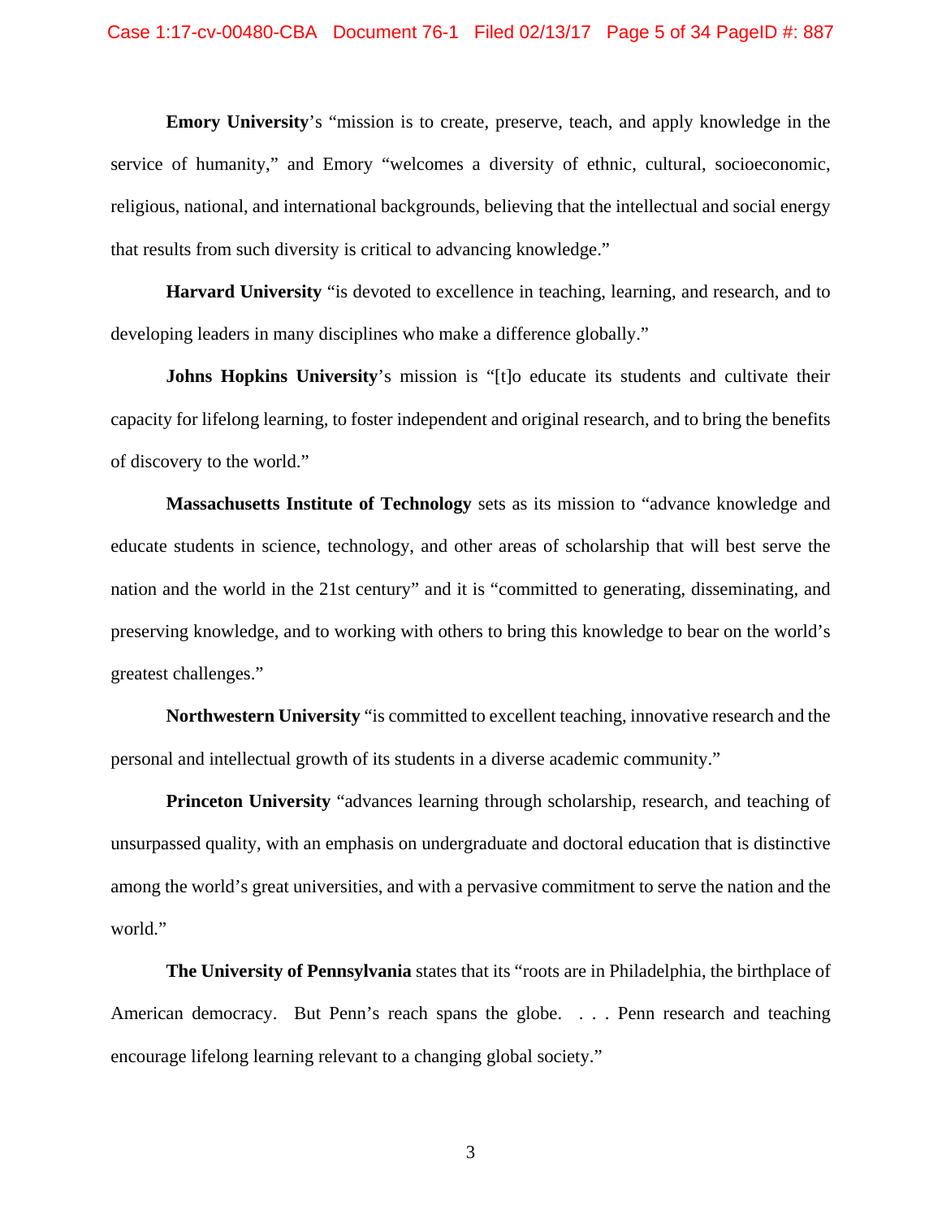**Emory University**'s "mission is to create, preserve, teach, and apply knowledge in the service of humanity," and Emory "welcomes a diversity of ethnic, cultural, socioeconomic, religious, national, and international backgrounds, believing that the intellectual and social energy that results from such diversity is critical to advancing knowledge."

**Harvard University** "is devoted to excellence in teaching, learning, and research, and to developing leaders in many disciplines who make a difference globally."

**Johns Hopkins University**'s mission is "[t]o educate its students and cultivate their capacity for lifelong learning, to foster independent and original research, and to bring the benefits of discovery to the world."

**Massachusetts Institute of Technology** sets as its mission to "advance knowledge and educate students in science, technology, and other areas of scholarship that will best serve the nation and the world in the 21st century" and it is "committed to generating, disseminating, and preserving knowledge, and to working with others to bring this knowledge to bear on the world's greatest challenges."

**Northwestern University** "is committed to excellent teaching, innovative research and the personal and intellectual growth of its students in a diverse academic community."

**Princeton University** "advances learning through scholarship, research, and teaching of unsurpassed quality, with an emphasis on undergraduate and doctoral education that is distinctive among the world's great universities, and with a pervasive commitment to serve the nation and the world."

**The University of Pennsylvania** states that its "roots are in Philadelphia, the birthplace of American democracy. But Penn's reach spans the globe. . . . Penn research and teaching encourage lifelong learning relevant to a changing global society."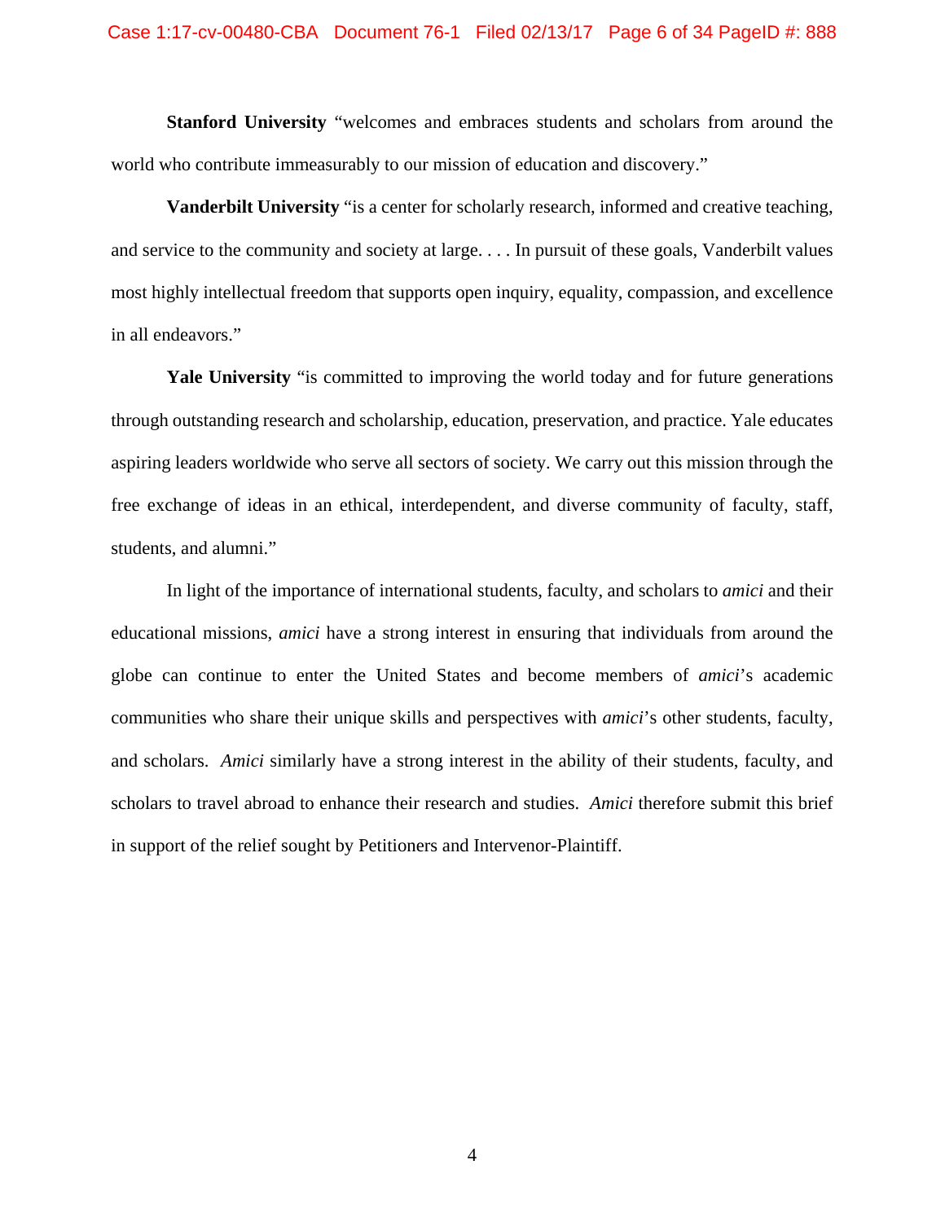**Stanford University** "welcomes and embraces students and scholars from around the world who contribute immeasurably to our mission of education and discovery."

**Vanderbilt University** "is a center for scholarly research, informed and creative teaching, and service to the community and society at large. . . . In pursuit of these goals, Vanderbilt values most highly intellectual freedom that supports open inquiry, equality, compassion, and excellence in all endeavors."

**Yale University** "is committed to improving the world today and for future generations through outstanding research and scholarship, education, preservation, and practice. Yale educates aspiring leaders worldwide who serve all sectors of society. We carry out this mission through the free exchange of ideas in an ethical, interdependent, and diverse community of faculty, staff, students, and alumni."

In light of the importance of international students, faculty, and scholars to *amici* and their educational missions, *amici* have a strong interest in ensuring that individuals from around the globe can continue to enter the United States and become members of *amici*'s academic communities who share their unique skills and perspectives with *amici*'s other students, faculty, and scholars. *Amici* similarly have a strong interest in the ability of their students, faculty, and scholars to travel abroad to enhance their research and studies. *Amici* therefore submit this brief in support of the relief sought by Petitioners and Intervenor-Plaintiff.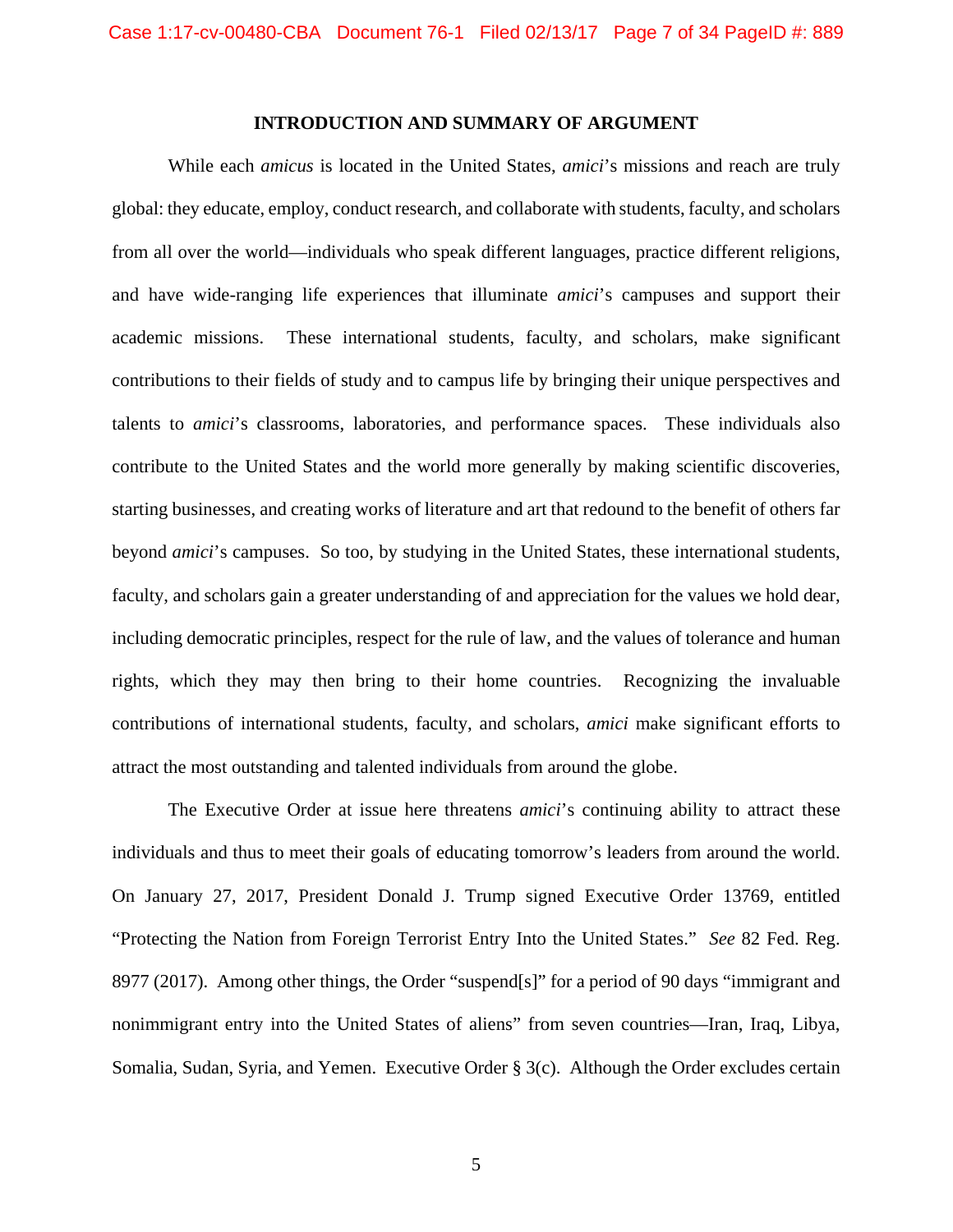## INTRODUCTION AND SUMMARY OF ARGUMENT

While each *amicus* is located in the United States, *amici*'s missions and reach are truly global: they educate, employ, conduct research, and collaborate with students, faculty, and scholars from all over the world—individuals who speak different languages, practice different religions, and have wide-ranging life experiences that illuminate *amici*'s campuses and support their academic missions. These international students, faculty, and scholars, make significant contributions to their fields of study and to campus life by bringing their unique perspectives and talents to *amici*'s classrooms, laboratories, and performance spaces. These individuals also contribute to the United States and the world more generally by making scientific discoveries, starting businesses, and creating works of literature and art that redound to the benefit of others far beyond *amici*'s campuses. So too, by studying in the United States, these international students, faculty, and scholars gain a greater understanding of and appreciation for the values we hold dear, including democratic principles, respect for the rule of law, and the values of tolerance and human rights, which they may then bring to their home countries. Recognizing the invaluable contributions of international students, faculty, and scholars, *amici* make significant efforts to attract the most outstanding and talented individuals from around the globe.

The Executive Order at issue here threatens *amici*'s continuing ability to attract these individuals and thus to meet their goals of educating tomorrow's leaders from around the world. On January 27, 2017, President Donald J. Trump signed Executive Order 13769, entitled "Protecting the Nation from Foreign Terrorist Entry Into the United States." *See* 82 Fed. Reg. 8977 (2017). Among other things, the Order "suspend[s]" for a period of 90 days "immigrant and nonimmigrant entry into the United States of aliens" from seven countries—Iran, Iraq, Libya, Somalia, Sudan, Syria, and Yemen. Executive Order § 3(c). Although the Order excludes certain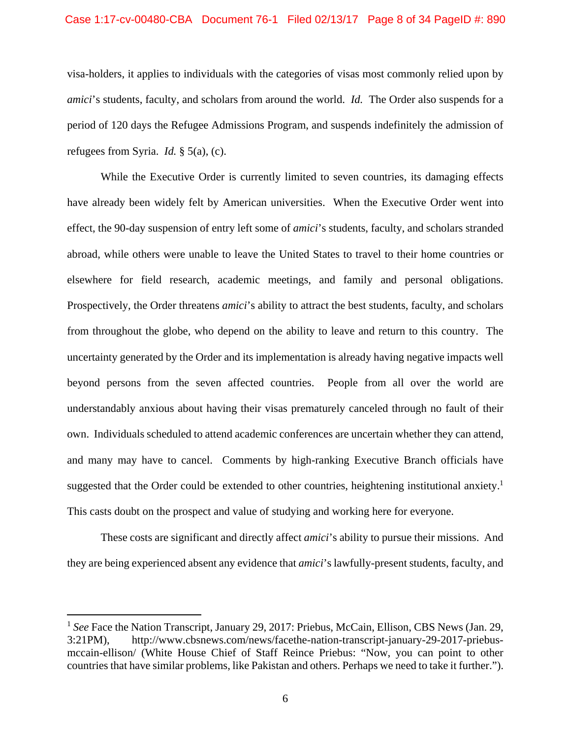visa-holders, it applies to individuals with the categories of visas most commonly relied upon by *amici*'s students, faculty, and scholars from around the world. *Id.* The Order also suspends for a period of 120 days the Refugee Admissions Program, and suspends indefinitely the admission of refugees from Syria. *Id.* § 5(a), (c).

While the Executive Order is currently limited to seven countries, its damaging effects have already been widely felt by American universities. When the Executive Order went into effect, the 90-day suspension of entry left some of *amici*'s students, faculty, and scholars stranded abroad, while others were unable to leave the United States to travel to their home countries or elsewhere for field research, academic meetings, and family and personal obligations. Prospectively, the Order threatens *amici*'s ability to attract the best students, faculty, and scholars from throughout the globe, who depend on the ability to leave and return to this country. The uncertainty generated by the Order and its implementation is already having negative impacts well beyond persons from the seven affected countries. People from all over the world are understandably anxious about having their visas prematurely canceled through no fault of their own. Individuals scheduled to attend academic conferences are uncertain whether they can attend, and many may have to cancel. Comments by high-ranking Executive Branch officials have suggested that the Order could be extended to other countries, heightening institutional anxiety.[1] This casts doubt on the prospect and value of studying and working here for everyone.

These costs are significant and directly affect *amici*'s ability to pursue their missions. And they are being experienced absent any evidence that *amici*'s lawfully-present students, faculty, and

---

[1] *See* Face the Nation Transcript, January 29, 2017: Priebus, McCain, Ellison, CBS News (Jan. 29, 3:21PM), http://www.cbsnews.com/news/facethe-nation-transcript-january-29-2017-priebus-mccain-ellison/ (White House Chief of Staff Reince Priebus: "Now, you can point to other countries that have similar problems, like Pakistan and others. Perhaps we need to take it further.").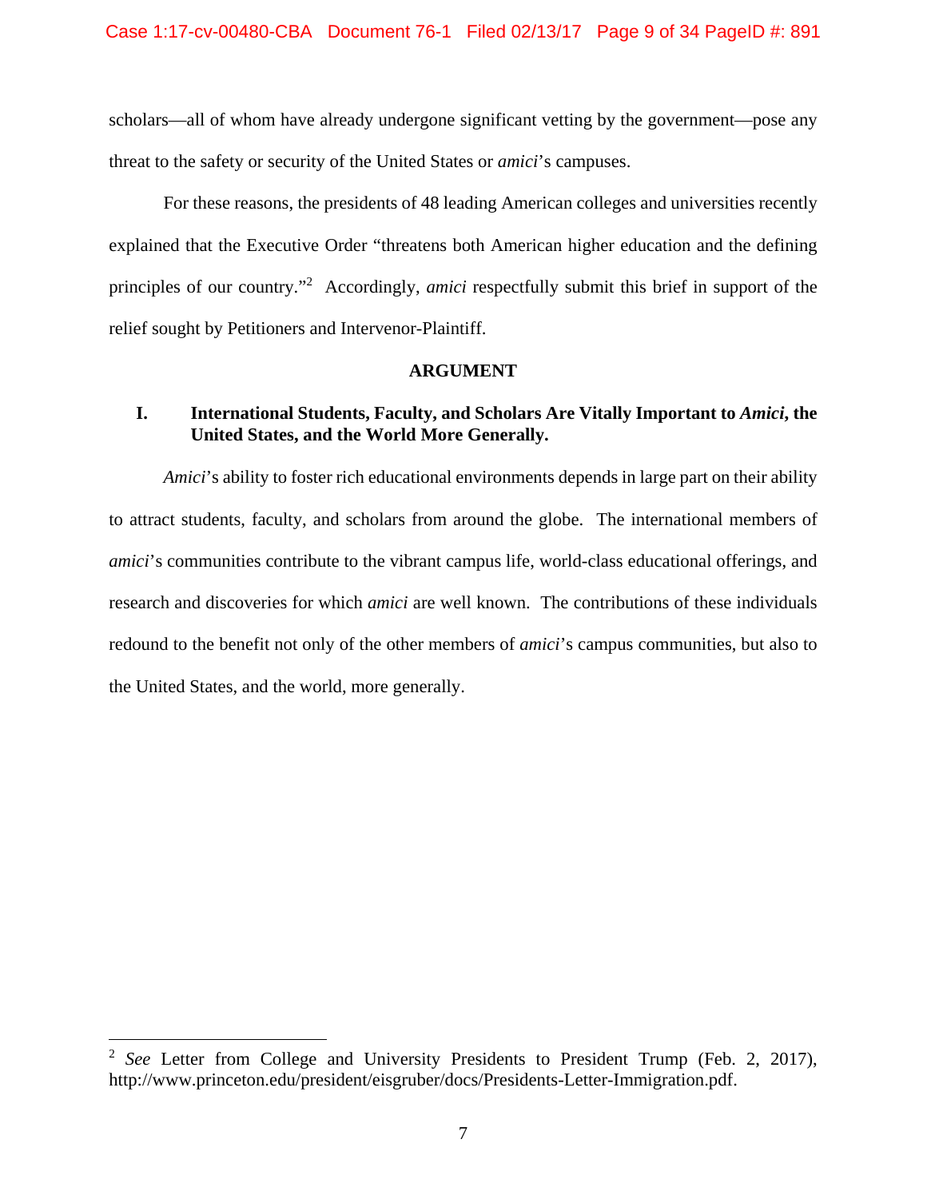scholars—all of whom have already undergone significant vetting by the government—pose any threat to the safety or security of the United States or *amici*'s campuses.

For these reasons, the presidents of 48 leading American colleges and universities recently explained that the Executive Order "threatens both American higher education and the defining principles of our country."[2] Accordingly, *amici* respectfully submit this brief in support of the relief sought by Petitioners and Intervenor-Plaintiff.

## ARGUMENT

### I. International Students, Faculty, and Scholars Are Vitally Important to *Amici*, the United States, and the World More Generally.

*Amici*'s ability to foster rich educational environments depends in large part on their ability to attract students, faculty, and scholars from around the globe. The international members of *amici*'s communities contribute to the vibrant campus life, world-class educational offerings, and research and discoveries for which *amici* are well known. The contributions of these individuals redound to the benefit not only of the other members of *amici*'s campus communities, but also to the United States, and the world, more generally.

---

[2] *See* Letter from College and University Presidents to President Trump (Feb. 2, 2017), http://www.princeton.edu/president/eisgruber/docs/Presidents-Letter-Immigration.pdf.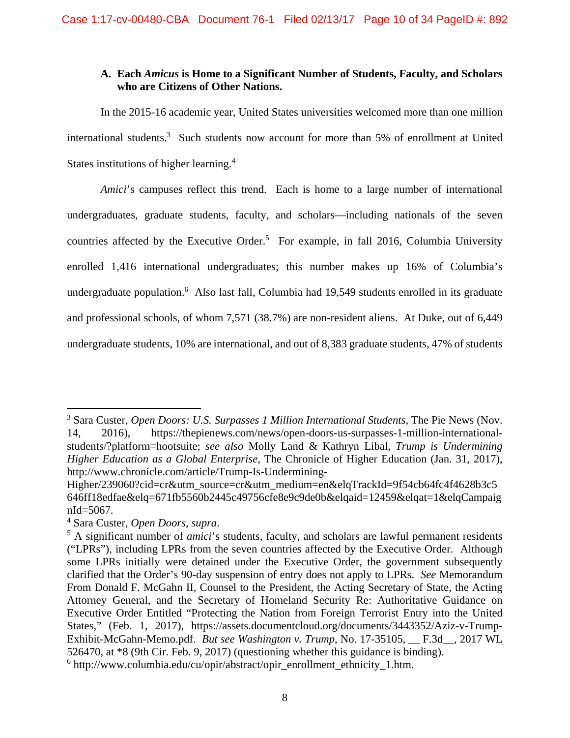### A. Each *Amicus* is Home to a Significant Number of Students, Faculty, and Scholars who are Citizens of Other Nations.

In the 2015-16 academic year, United States universities welcomed more than one million international students.[3] Such students now account for more than 5% of enrollment at United States institutions of higher learning.[4]

*Amici*'s campuses reflect this trend. Each is home to a large number of international undergraduates, graduate students, faculty, and scholars—including nationals of the seven countries affected by the Executive Order.[5] For example, in fall 2016, Columbia University enrolled 1,416 international undergraduates; this number makes up 16% of Columbia's undergraduate population.[6] Also last fall, Columbia had 19,549 students enrolled in its graduate and professional schools, of whom 7,571 (38.7%) are non-resident aliens. At Duke, out of 6,449 undergraduate students, 10% are international, and out of 8,383 graduate students, 47% of students

---

[3] Sara Custer, *Open Doors: U.S. Surpasses 1 Million International Students*, The Pie News (Nov. 14, 2016), https://thepienews.com/news/open-doors-us-surpasses-1-million-international-students/?platform=hootsuite; *see also* Molly Land & Kathryn Libal, *Trump is Undermining Higher Education as a Global Enterprise*, The Chronicle of Higher Education (Jan. 31, 2017), http://www.chronicle.com/article/Trump-Is-Undermining-Higher/239060?cid=cr&utm_source=cr&utm_medium=en&elqTrackId=9f54cb64fc4f4628b3c5646ff18edfae&elq=671fb5560b2445c49756cfe8e9c9de0b&elqaid=12459&elqat=1&elqCampaignId=5067.

[4] Sara Custer, *Open Doors*, *supra*.

[5] A significant number of *amici*'s students, faculty, and scholars are lawful permanent residents ("LPRs"), including LPRs from the seven countries affected by the Executive Order. Although some LPRs initially were detained under the Executive Order, the government subsequently clarified that the Order's 90-day suspension of entry does not apply to LPRs. *See* Memorandum From Donald F. McGahn II, Counsel to the President, the Acting Secretary of State, the Acting Attorney General, and the Secretary of Homeland Security Re: Authoritative Guidance on Executive Order Entitled "Protecting the Nation from Foreign Terrorist Entry into the United States," (Feb. 1, 2017), https://assets.documentcloud.org/documents/3443352/Aziz-v-Trump-Exhibit-McGahn-Memo.pdf. *But see Washington v. Trump*, No. 17-35105, __ F.3d__, 2017 WL 526470, at *8 (9th Cir. Feb. 9, 2017) (questioning whether this guidance is binding).

[6] http://www.columbia.edu/cu/opir/abstract/opir_enrollment_ethnicity_1.htm.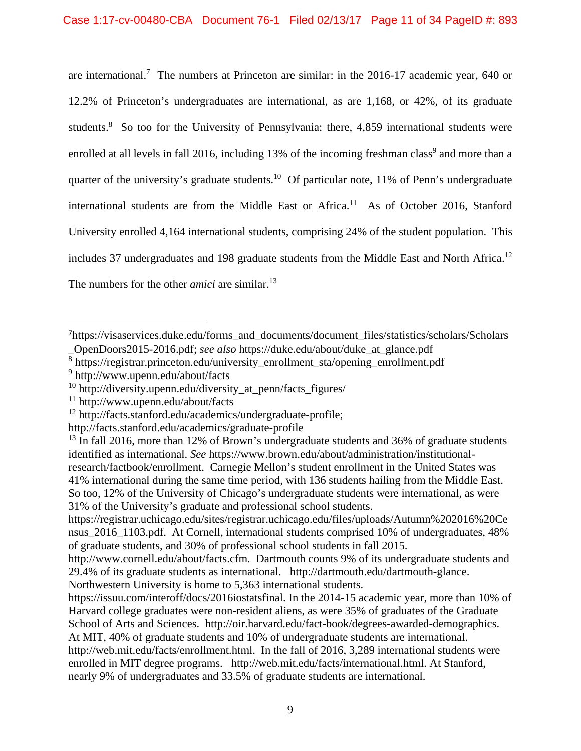are international.[7] The numbers at Princeton are similar: in the 2016-17 academic year, 640 or 12.2% of Princeton's undergraduates are international, as are 1,168, or 42%, of its graduate students.[8] So too for the University of Pennsylvania: there, 4,859 international students were enrolled at all levels in fall 2016, including 13% of the incoming freshman class[9] and more than a quarter of the university's graduate students.[10] Of particular note, 11% of Penn's undergraduate international students are from the Middle East or Africa.[11] As of October 2016, Stanford University enrolled 4,164 international students, comprising 24% of the student population. This includes 37 undergraduates and 198 graduate students from the Middle East and North Africa.[12] The numbers for the other *amici* are similar.[13]

---

[7] https://visaservices.duke.edu/forms_and_documents/document_files/statistics/scholars/Scholars_OpenDoors2015-2016.pdf; *see also* https://duke.edu/about/duke_at_glance.pdf

[8] https://registrar.princeton.edu/university_enrollment_sta/opening_enrollment.pdf

[9] http://www.upenn.edu/about/facts

[10] http://diversity.upenn.edu/diversity_at_penn/facts_figures/

[11] http://www.upenn.edu/about/facts

[12] http://facts.stanford.edu/academics/undergraduate-profile; http://facts.stanford.edu/academics/graduate-profile

[13] In fall 2016, more than 12% of Brown's undergraduate students and 36% of graduate students identified as international. *See* https://www.brown.edu/about/administration/institutional-research/factbook/enrollment. Carnegie Mellon's student enrollment in the United States was 41% international during the same time period, with 136 students hailing from the Middle East. So too, 12% of the University of Chicago's undergraduate students were international, as were 31% of the University's graduate and professional school students. https://registrar.uchicago.edu/sites/registrar.uchicago.edu/files/uploads/Autumn%202016%20Census_2016_1103.pdf. At Cornell, international students comprised 10% of undergraduates, 48% of graduate students, and 30% of professional school students in fall 2015. http://www.cornell.edu/about/facts.cfm. Dartmouth counts 9% of its undergraduate students and 29.4% of its graduate students as international. http://dartmouth.edu/dartmouth-glance. Northwestern University is home to 5,363 international students. https://issuu.com/interoff/docs/2016iostatsfinal. In the 2014-15 academic year, more than 10% of Harvard college graduates were non-resident aliens, as were 35% of graduates of the Graduate School of Arts and Sciences. http://oir.harvard.edu/fact-book/degrees-awarded-demographics. At MIT, 40% of graduate students and 10% of undergraduate students are international. http://web.mit.edu/facts/enrollment.html. In the fall of 2016, 3,289 international students were enrolled in MIT degree programs. http://web.mit.edu/facts/international.html. At Stanford, nearly 9% of undergraduates and 33.5% of graduate students are international.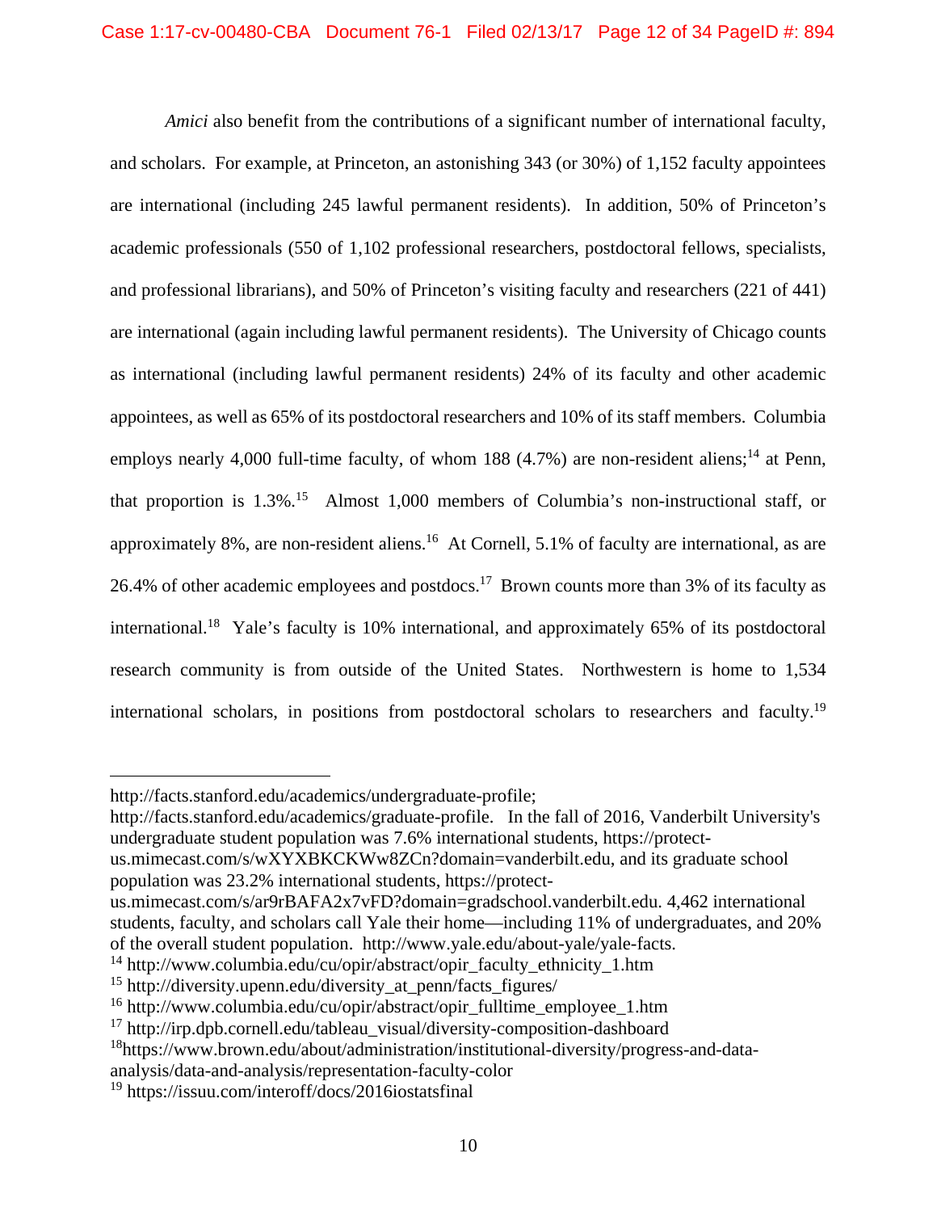*Amici* also benefit from the contributions of a significant number of international faculty, and scholars. For example, at Princeton, an astonishing 343 (or 30%) of 1,152 faculty appointees are international (including 245 lawful permanent residents). In addition, 50% of Princeton's academic professionals (550 of 1,102 professional researchers, postdoctoral fellows, specialists, and professional librarians), and 50% of Princeton's visiting faculty and researchers (221 of 441) are international (again including lawful permanent residents). The University of Chicago counts as international (including lawful permanent residents) 24% of its faculty and other academic appointees, as well as 65% of its postdoctoral researchers and 10% of its staff members. Columbia employs nearly 4,000 full-time faculty, of whom 188 (4.7%) are non-resident aliens;[14] at Penn, that proportion is 1.3%.[15] Almost 1,000 members of Columbia's non-instructional staff, or approximately 8%, are non-resident aliens.[16] At Cornell, 5.1% of faculty are international, as are 26.4% of other academic employees and postdocs.[17] Brown counts more than 3% of its faculty as international.[18] Yale's faculty is 10% international, and approximately 65% of its postdoctoral research community is from outside of the United States. Northwestern is home to 1,534 international scholars, in positions from postdoctoral scholars to researchers and faculty.[19]

---

http://facts.stanford.edu/academics/undergraduate-profile; http://facts.stanford.edu/academics/graduate-profile. In the fall of 2016, Vanderbilt University's undergraduate student population was 7.6% international students, https://protect-us.mimecast.com/s/wXYXBKCKWw8ZCn?domain=vanderbilt.edu, and its graduate school population was 23.2% international students, https://protect-us.mimecast.com/s/ar9rBAFA2x7vFD?domain=gradschool.vanderbilt.edu. 4,462 international students, faculty, and scholars call Yale their home—including 11% of undergraduates, and 20% of the overall student population. http://www.yale.edu/about-yale/yale-facts.

[14] http://www.columbia.edu/cu/opir/abstract/opir_faculty_ethnicity_1.htm

[15] http://diversity.upenn.edu/diversity_at_penn/facts_figures/

[16] http://www.columbia.edu/cu/opir/abstract/opir_fulltime_employee_1.htm

[17] http://irp.dpb.cornell.edu/tableau_visual/diversity-composition-dashboard

[18] https://www.brown.edu/about/administration/institutional-diversity/progress-and-data-analysis/data-and-analysis/representation-faculty-color

[19] https://issuu.com/interoff/docs/2016iostatsfinal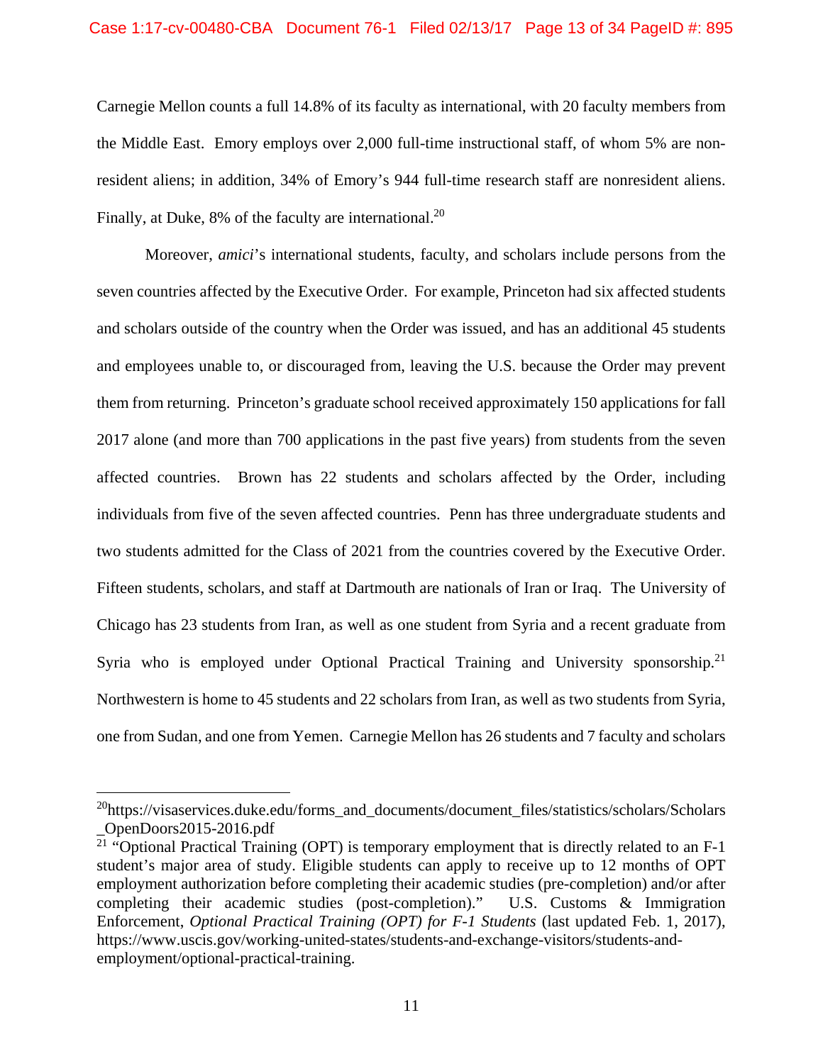Carnegie Mellon counts a full 14.8% of its faculty as international, with 20 faculty members from the Middle East. Emory employs over 2,000 full-time instructional staff, of whom 5% are non-resident aliens; in addition, 34% of Emory's 944 full-time research staff are nonresident aliens. Finally, at Duke, 8% of the faculty are international.[20]

Moreover, *amici*'s international students, faculty, and scholars include persons from the seven countries affected by the Executive Order. For example, Princeton had six affected students and scholars outside of the country when the Order was issued, and has an additional 45 students and employees unable to, or discouraged from, leaving the U.S. because the Order may prevent them from returning. Princeton's graduate school received approximately 150 applications for fall 2017 alone (and more than 700 applications in the past five years) from students from the seven affected countries. Brown has 22 students and scholars affected by the Order, including individuals from five of the seven affected countries. Penn has three undergraduate students and two students admitted for the Class of 2021 from the countries covered by the Executive Order. Fifteen students, scholars, and staff at Dartmouth are nationals of Iran or Iraq. The University of Chicago has 23 students from Iran, as well as one student from Syria and a recent graduate from Syria who is employed under Optional Practical Training and University sponsorship.[21] Northwestern is home to 45 students and 22 scholars from Iran, as well as two students from Syria, one from Sudan, and one from Yemen. Carnegie Mellon has 26 students and 7 faculty and scholars

---

[20] https://visaservices.duke.edu/forms_and_documents/document_files/statistics/scholars/Scholars_OpenDoors2015-2016.pdf

[21] "Optional Practical Training (OPT) is temporary employment that is directly related to an F-1 student's major area of study. Eligible students can apply to receive up to 12 months of OPT employment authorization before completing their academic studies (pre-completion) and/or after completing their academic studies (post-completion)." U.S. Customs & Immigration Enforcement, *Optional Practical Training (OPT) for F-1 Students* (last updated Feb. 1, 2017), https://www.uscis.gov/working-united-states/students-and-exchange-visitors/students-and-employment/optional-practical-training.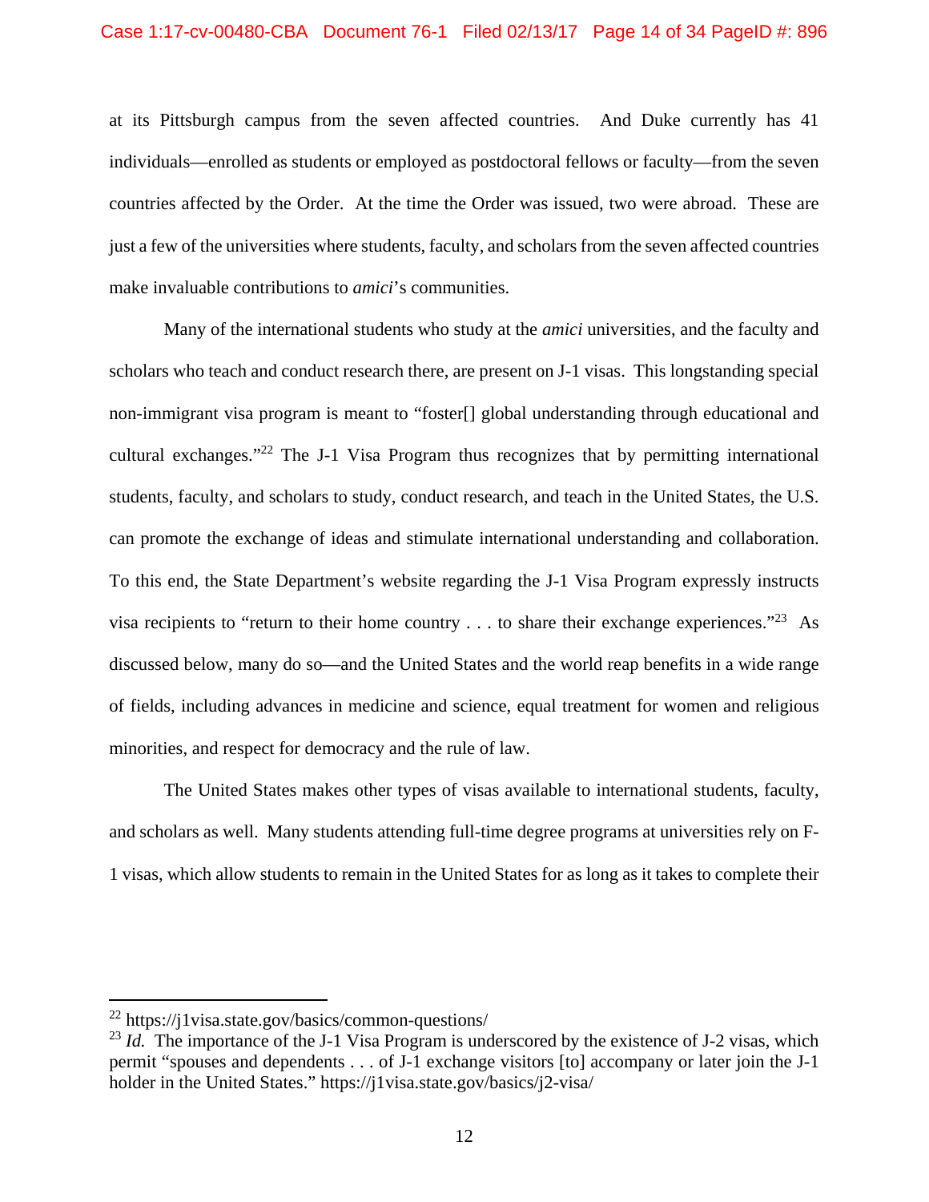at its Pittsburgh campus from the seven affected countries. And Duke currently has 41 individuals—enrolled as students or employed as postdoctoral fellows or faculty—from the seven countries affected by the Order. At the time the Order was issued, two were abroad. These are just a few of the universities where students, faculty, and scholars from the seven affected countries make invaluable contributions to *amici*'s communities.

Many of the international students who study at the *amici* universities, and the faculty and scholars who teach and conduct research there, are present on J-1 visas. This longstanding special non-immigrant visa program is meant to "foster[] global understanding through educational and cultural exchanges."[22] The J-1 Visa Program thus recognizes that by permitting international students, faculty, and scholars to study, conduct research, and teach in the United States, the U.S. can promote the exchange of ideas and stimulate international understanding and collaboration. To this end, the State Department's website regarding the J-1 Visa Program expressly instructs visa recipients to "return to their home country . . . to share their exchange experiences."[23] As discussed below, many do so—and the United States and the world reap benefits in a wide range of fields, including advances in medicine and science, equal treatment for women and religious minorities, and respect for democracy and the rule of law.

The United States makes other types of visas available to international students, faculty, and scholars as well. Many students attending full-time degree programs at universities rely on F-1 visas, which allow students to remain in the United States for as long as it takes to complete their

---

[22] https://j1visa.state.gov/basics/common-questions/

[23] *Id.* The importance of the J-1 Visa Program is underscored by the existence of J-2 visas, which permit "spouses and dependents . . . of J-1 exchange visitors [to] accompany or later join the J-1 holder in the United States." https://j1visa.state.gov/basics/j2-visa/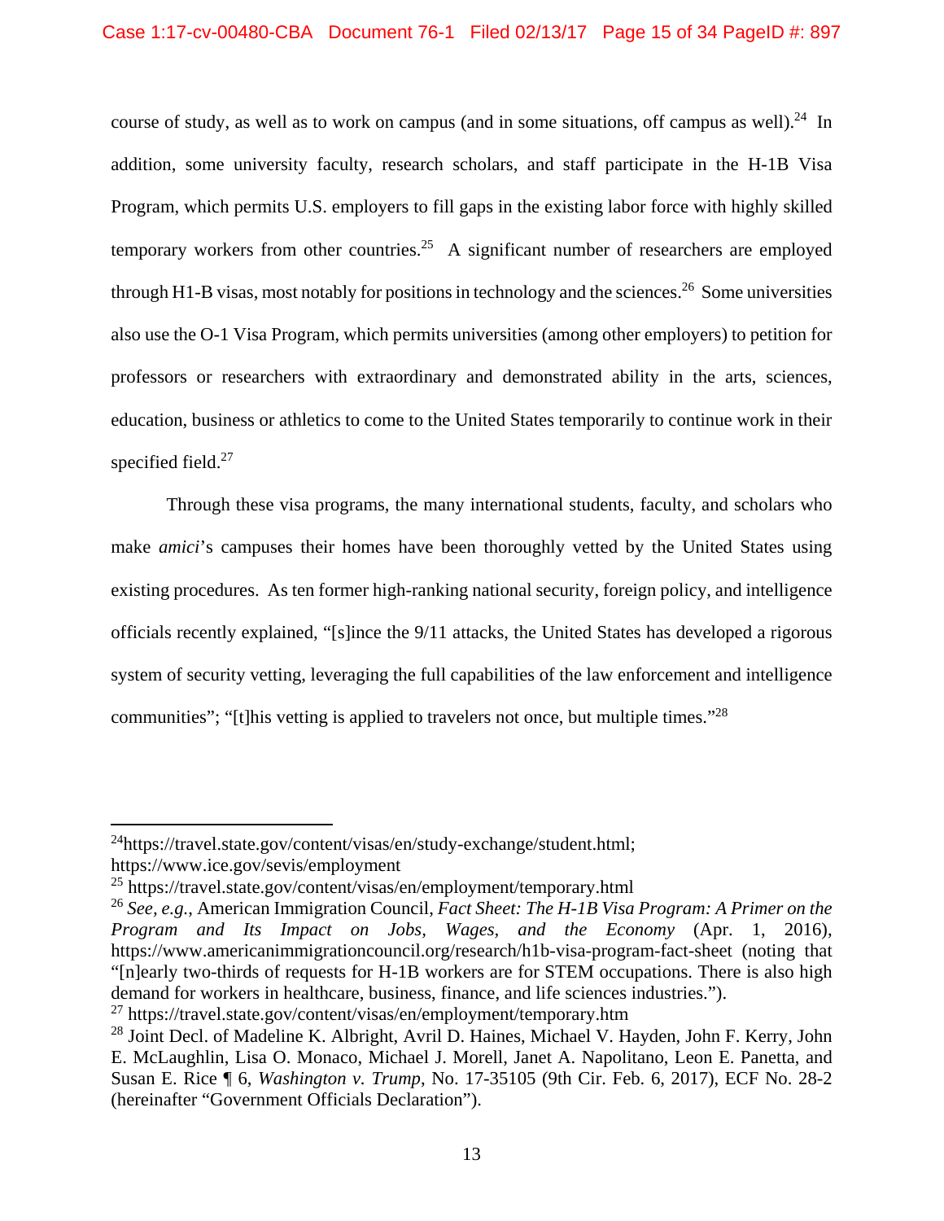course of study, as well as to work on campus (and in some situations, off campus as well).[24] In addition, some university faculty, research scholars, and staff participate in the H-1B Visa Program, which permits U.S. employers to fill gaps in the existing labor force with highly skilled temporary workers from other countries.[25] A significant number of researchers are employed through H1-B visas, most notably for positions in technology and the sciences.[26] Some universities also use the O-1 Visa Program, which permits universities (among other employers) to petition for professors or researchers with extraordinary and demonstrated ability in the arts, sciences, education, business or athletics to come to the United States temporarily to continue work in their specified field.[27]

Through these visa programs, the many international students, faculty, and scholars who make *amici*'s campuses their homes have been thoroughly vetted by the United States using existing procedures. As ten former high-ranking national security, foreign policy, and intelligence officials recently explained, "[s]ince the 9/11 attacks, the United States has developed a rigorous system of security vetting, leveraging the full capabilities of the law enforcement and intelligence communities"; "[t]his vetting is applied to travelers not once, but multiple times."[28]

---

[24] https://travel.state.gov/content/visas/en/study-exchange/student.html; https://www.ice.gov/sevis/employment

[25] https://travel.state.gov/content/visas/en/employment/temporary.html

[26] *See, e.g.*, American Immigration Council, *Fact Sheet: The H-1B Visa Program: A Primer on the Program and Its Impact on Jobs, Wages, and the Economy* (Apr. 1, 2016), https://www.americanimmigrationcouncil.org/research/h1b-visa-program-fact-sheet (noting that "[n]early two-thirds of requests for H-1B workers are for STEM occupations. There is also high demand for workers in healthcare, business, finance, and life sciences industries.").

[27] https://travel.state.gov/content/visas/en/employment/temporary.htm

[28] Joint Decl. of Madeline K. Albright, Avril D. Haines, Michael V. Hayden, John F. Kerry, John E. McLaughlin, Lisa O. Monaco, Michael J. Morell, Janet A. Napolitano, Leon E. Panetta, and Susan E. Rice ¶ 6, *Washington v. Trump*, No. 17-35105 (9th Cir. Feb. 6, 2017), ECF No. 28-2 (hereinafter "Government Officials Declaration").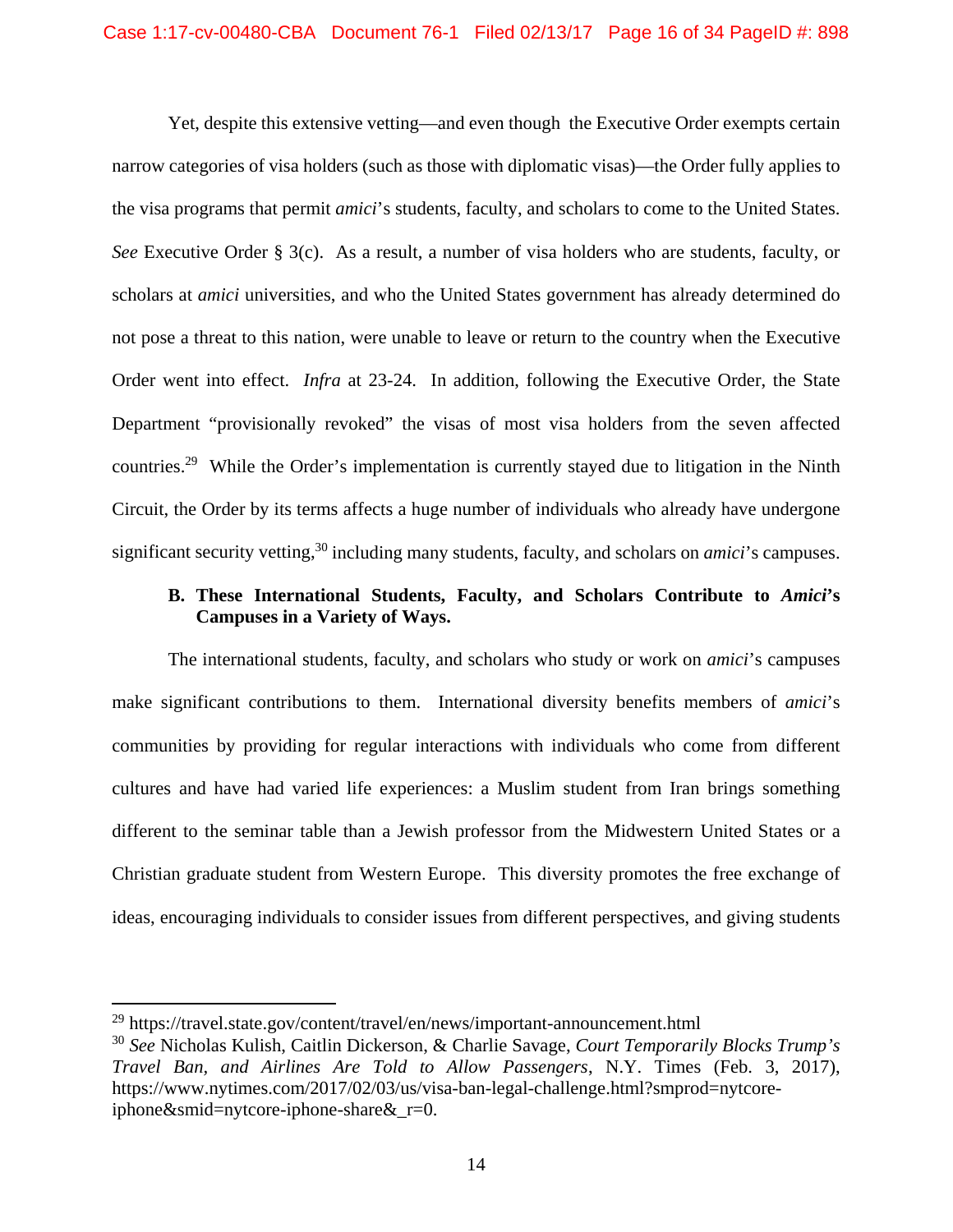Yet, despite this extensive vetting—and even though the Executive Order exempts certain narrow categories of visa holders (such as those with diplomatic visas)—the Order fully applies to the visa programs that permit *amici*'s students, faculty, and scholars to come to the United States. *See* Executive Order § 3(c). As a result, a number of visa holders who are students, faculty, or scholars at *amici* universities, and who the United States government has already determined do not pose a threat to this nation, were unable to leave or return to the country when the Executive Order went into effect. *Infra* at 23-24. In addition, following the Executive Order, the State Department "provisionally revoked" the visas of most visa holders from the seven affected countries.[29] While the Order's implementation is currently stayed due to litigation in the Ninth Circuit, the Order by its terms affects a huge number of individuals who already have undergone significant security vetting,[30] including many students, faculty, and scholars on *amici*'s campuses.

### B. These International Students, Faculty, and Scholars Contribute to *Amici*'s Campuses in a Variety of Ways.

The international students, faculty, and scholars who study or work on *amici*'s campuses make significant contributions to them. International diversity benefits members of *amici*'s communities by providing for regular interactions with individuals who come from different cultures and have had varied life experiences: a Muslim student from Iran brings something different to the seminar table than a Jewish professor from the Midwestern United States or a Christian graduate student from Western Europe. This diversity promotes the free exchange of ideas, encouraging individuals to consider issues from different perspectives, and giving students

---

[29] https://travel.state.gov/content/travel/en/news/important-announcement.html

[30] *See* Nicholas Kulish, Caitlin Dickerson, & Charlie Savage, *Court Temporarily Blocks Trump's Travel Ban, and Airlines Are Told to Allow Passengers*, N.Y. Times (Feb. 3, 2017), https://www.nytimes.com/2017/02/03/us/visa-ban-legal-challenge.html?smprod=nytcore-iphone&smid=nytcore-iphone-share&_r=0.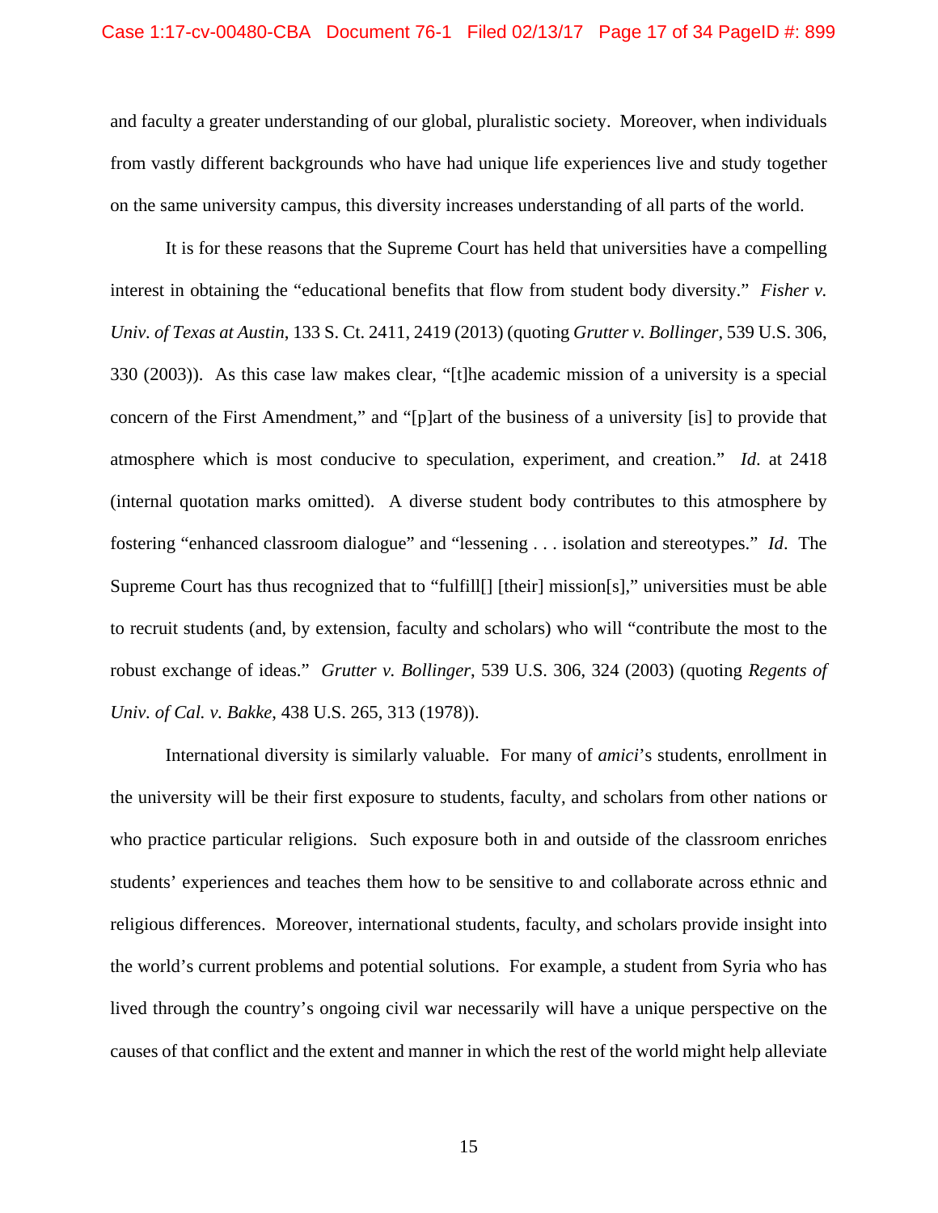and faculty a greater understanding of our global, pluralistic society. Moreover, when individuals from vastly different backgrounds who have had unique life experiences live and study together on the same university campus, this diversity increases understanding of all parts of the world.

It is for these reasons that the Supreme Court has held that universities have a compelling interest in obtaining the "educational benefits that flow from student body diversity." *Fisher v. Univ. of Texas at Austin*, 133 S. Ct. 2411, 2419 (2013) (quoting *Grutter v. Bollinger*, 539 U.S. 306, 330 (2003)). As this case law makes clear, "[t]he academic mission of a university is a special concern of the First Amendment," and "[p]art of the business of a university [is] to provide that atmosphere which is most conducive to speculation, experiment, and creation." *Id.* at 2418 (internal quotation marks omitted). A diverse student body contributes to this atmosphere by fostering "enhanced classroom dialogue" and "lessening . . . isolation and stereotypes." *Id*. The Supreme Court has thus recognized that to "fulfill[] [their] mission[s]," universities must be able to recruit students (and, by extension, faculty and scholars) who will "contribute the most to the robust exchange of ideas." *Grutter v. Bollinger*, 539 U.S. 306, 324 (2003) (quoting *Regents of Univ. of Cal. v. Bakke*, 438 U.S. 265, 313 (1978)).

International diversity is similarly valuable. For many of *amici*'s students, enrollment in the university will be their first exposure to students, faculty, and scholars from other nations or who practice particular religions. Such exposure both in and outside of the classroom enriches students' experiences and teaches them how to be sensitive to and collaborate across ethnic and religious differences. Moreover, international students, faculty, and scholars provide insight into the world's current problems and potential solutions. For example, a student from Syria who has lived through the country's ongoing civil war necessarily will have a unique perspective on the causes of that conflict and the extent and manner in which the rest of the world might help alleviate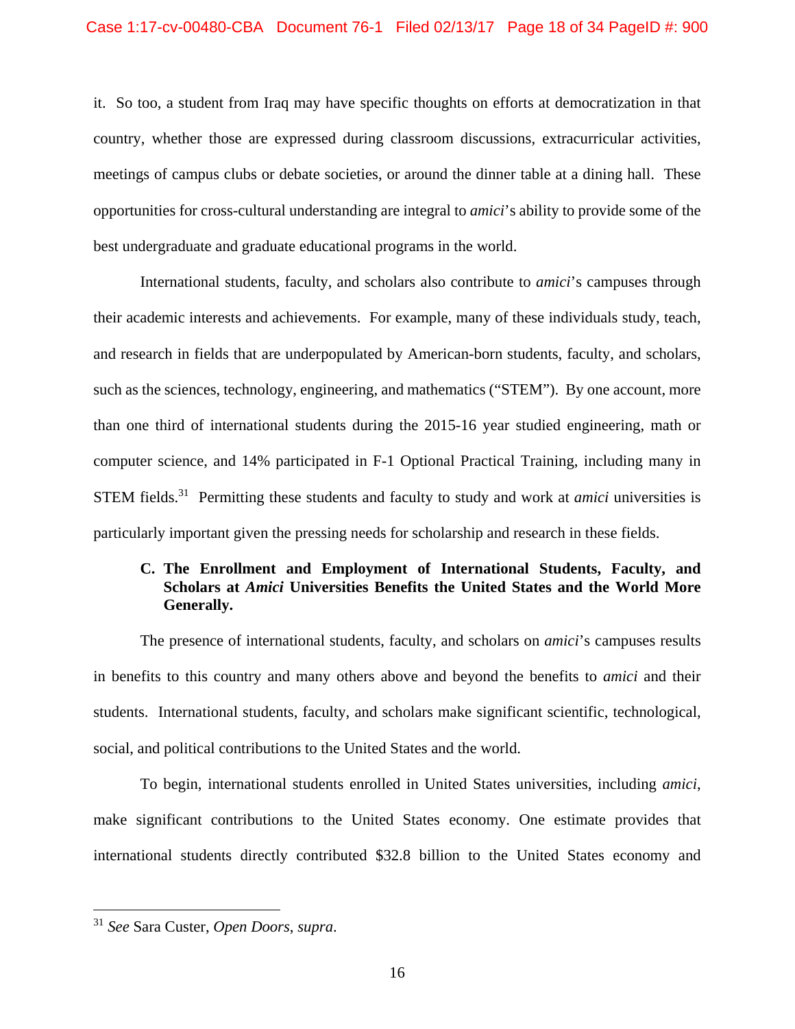it. So too, a student from Iraq may have specific thoughts on efforts at democratization in that country, whether those are expressed during classroom discussions, extracurricular activities, meetings of campus clubs or debate societies, or around the dinner table at a dining hall. These opportunities for cross-cultural understanding are integral to *amici*'s ability to provide some of the best undergraduate and graduate educational programs in the world.

International students, faculty, and scholars also contribute to *amici*'s campuses through their academic interests and achievements. For example, many of these individuals study, teach, and research in fields that are underpopulated by American-born students, faculty, and scholars, such as the sciences, technology, engineering, and mathematics ("STEM"). By one account, more than one third of international students during the 2015-16 year studied engineering, math or computer science, and 14% participated in F-1 Optional Practical Training, including many in STEM fields.[31] Permitting these students and faculty to study and work at *amici* universities is particularly important given the pressing needs for scholarship and research in these fields.

### C. The Enrollment and Employment of International Students, Faculty, and Scholars at *Amici* Universities Benefits the United States and the World More Generally.

The presence of international students, faculty, and scholars on *amici*'s campuses results in benefits to this country and many others above and beyond the benefits to *amici* and their students. International students, faculty, and scholars make significant scientific, technological, social, and political contributions to the United States and the world.

To begin, international students enrolled in United States universities, including *amici*, make significant contributions to the United States economy. One estimate provides that international students directly contributed $32.8 billion to the United States economy and

---

[31] *See* Sara Custer, *Open Doors*, *supra*.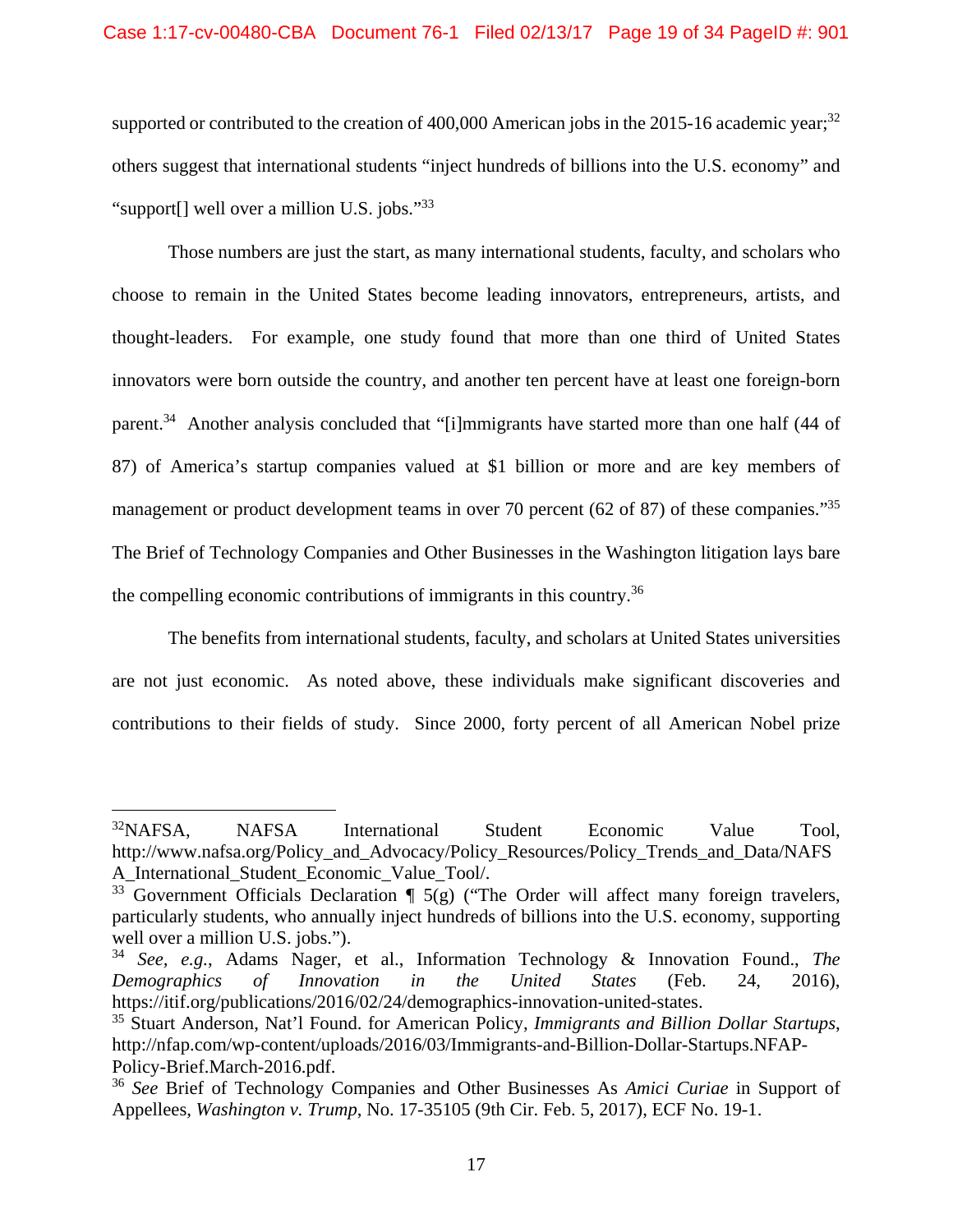supported or contributed to the creation of 400,000 American jobs in the 2015-16 academic year;[32] others suggest that international students "inject hundreds of billions into the U.S. economy" and "support[] well over a million U.S. jobs."[33]

Those numbers are just the start, as many international students, faculty, and scholars who choose to remain in the United States become leading innovators, entrepreneurs, artists, and thought-leaders. For example, one study found that more than one third of United States innovators were born outside the country, and another ten percent have at least one foreign-born parent.[34] Another analysis concluded that "[i]mmigrants have started more than one half (44 of 87) of America's startup companies valued at $1 billion or more and are key members of management or product development teams in over 70 percent (62 of 87) of these companies."[35] The Brief of Technology Companies and Other Businesses in the Washington litigation lays bare the compelling economic contributions of immigrants in this country.[36]

The benefits from international students, faculty, and scholars at United States universities are not just economic. As noted above, these individuals make significant discoveries and contributions to their fields of study. Since 2000, forty percent of all American Nobel prize

---

[32] NAFSA, NAFSA International Student Economic Value Tool, http://www.nafsa.org/Policy_and_Advocacy/Policy_Resources/Policy_Trends_and_Data/NAFSA_International_Student_Economic_Value_Tool/.

[33] Government Officials Declaration ¶ 5(g) ("The Order will affect many foreign travelers, particularly students, who annually inject hundreds of billions into the U.S. economy, supporting well over a million U.S. jobs.").

[34] *See, e.g.*, Adams Nager, et al., Information Technology & Innovation Found., *The Demographics of Innovation in the United States* (Feb. 24, 2016), https://itif.org/publications/2016/02/24/demographics-innovation-united-states.

[35] Stuart Anderson, Nat'l Found. for American Policy, *Immigrants and Billion Dollar Startups*, http://nfap.com/wp-content/uploads/2016/03/Immigrants-and-Billion-Dollar-Startups.NFAP-Policy-Brief.March-2016.pdf.

[36] *See* Brief of Technology Companies and Other Businesses As *Amici Curiae* in Support of Appellees, *Washington v. Trump*, No. 17-35105 (9th Cir. Feb. 5, 2017), ECF No. 19-1.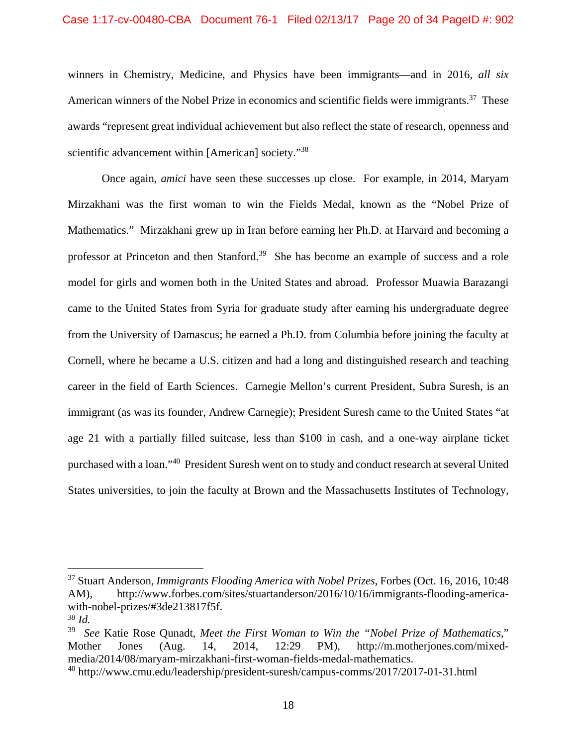winners in Chemistry, Medicine, and Physics have been immigrants—and in 2016, *all six* American winners of the Nobel Prize in economics and scientific fields were immigrants.[37] These awards "represent great individual achievement but also reflect the state of research, openness and scientific advancement within [American] society."[38]

Once again, *amici* have seen these successes up close. For example, in 2014, Maryam Mirzakhani was the first woman to win the Fields Medal, known as the "Nobel Prize of Mathematics." Mirzakhani grew up in Iran before earning her Ph.D. at Harvard and becoming a professor at Princeton and then Stanford.[39] She has become an example of success and a role model for girls and women both in the United States and abroad. Professor Muawia Barazangi came to the United States from Syria for graduate study after earning his undergraduate degree from the University of Damascus; he earned a Ph.D. from Columbia before joining the faculty at Cornell, where he became a U.S. citizen and had a long and distinguished research and teaching career in the field of Earth Sciences. Carnegie Mellon's current President, Subra Suresh, is an immigrant (as was its founder, Andrew Carnegie); President Suresh came to the United States "at age 21 with a partially filled suitcase, less than $100 in cash, and a one-way airplane ticket purchased with a loan."[40] President Suresh went on to study and conduct research at several United States universities, to join the faculty at Brown and the Massachusetts Institutes of Technology,

---

[37] Stuart Anderson, *Immigrants Flooding America with Nobel Prizes*, Forbes (Oct. 16, 2016, 10:48 AM), http://www.forbes.com/sites/stuartanderson/2016/10/16/immigrants-flooding-america-with-nobel-prizes/#3de213817f5f.

[38] *Id.*

[39] *See* Katie Rose Qunadt, *Meet the First Woman to Win the "Nobel Prize of Mathematics*," Mother Jones (Aug. 14, 2014, 12:29 PM), http://m.motherjones.com/mixed-media/2014/08/maryam-mirzakhani-first-woman-fields-medal-mathematics.

[40] http://www.cmu.edu/leadership/president-suresh/campus-comms/2017/2017-01-31.html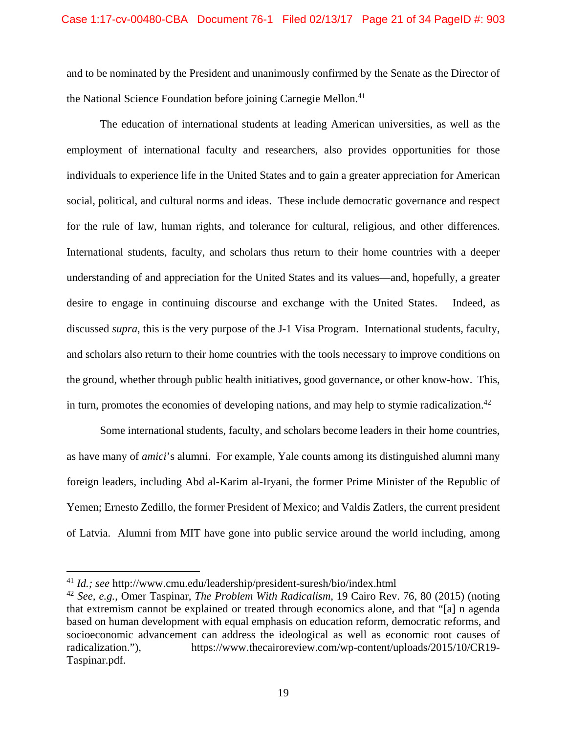and to be nominated by the President and unanimously confirmed by the Senate as the Director of the National Science Foundation before joining Carnegie Mellon.[41]

The education of international students at leading American universities, as well as the employment of international faculty and researchers, also provides opportunities for those individuals to experience life in the United States and to gain a greater appreciation for American social, political, and cultural norms and ideas. These include democratic governance and respect for the rule of law, human rights, and tolerance for cultural, religious, and other differences. International students, faculty, and scholars thus return to their home countries with a deeper understanding of and appreciation for the United States and its values—and, hopefully, a greater desire to engage in continuing discourse and exchange with the United States. Indeed, as discussed *supra*, this is the very purpose of the J-1 Visa Program. International students, faculty, and scholars also return to their home countries with the tools necessary to improve conditions on the ground, whether through public health initiatives, good governance, or other know-how. This, in turn, promotes the economies of developing nations, and may help to stymie radicalization.[42]

Some international students, faculty, and scholars become leaders in their home countries, as have many of *amici*'s alumni. For example, Yale counts among its distinguished alumni many foreign leaders, including Abd al-Karim al-Iryani, the former Prime Minister of the Republic of Yemen; Ernesto Zedillo, the former President of Mexico; and Valdis Zatlers, the current president of Latvia. Alumni from MIT have gone into public service around the world including, among

---

[41] *Id.; see* http://www.cmu.edu/leadership/president-suresh/bio/index.html

[42] *See, e.g.*, Omer Taspinar, *The Problem With Radicalism*, 19 Cairo Rev. 76, 80 (2015) (noting that extremism cannot be explained or treated through economics alone, and that "[a] n agenda based on human development with equal emphasis on education reform, democratic reforms, and socioeconomic advancement can address the ideological as well as economic root causes of radicalization."), https://www.thecairoreview.com/wp-content/uploads/2015/10/CR19-Taspinar.pdf.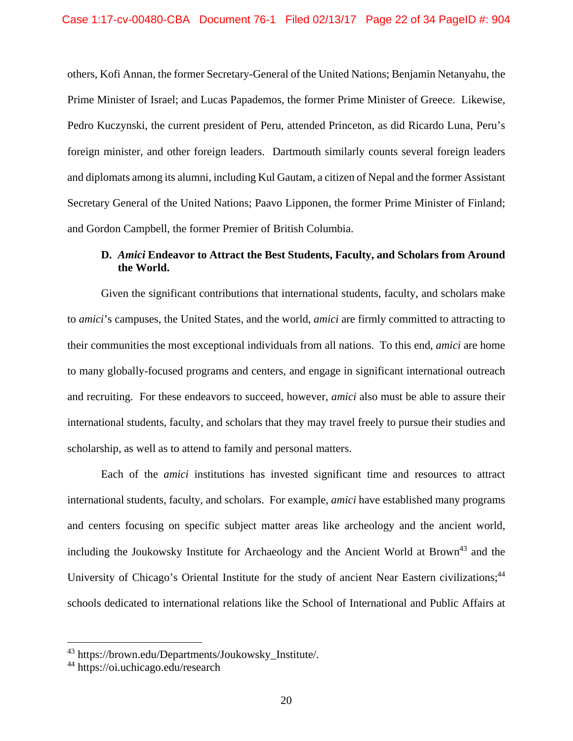others, Kofi Annan, the former Secretary-General of the United Nations; Benjamin Netanyahu, the Prime Minister of Israel; and Lucas Papademos, the former Prime Minister of Greece. Likewise, Pedro Kuczynski, the current president of Peru, attended Princeton, as did Ricardo Luna, Peru's foreign minister, and other foreign leaders. Dartmouth similarly counts several foreign leaders and diplomats among its alumni, including Kul Gautam, a citizen of Nepal and the former Assistant Secretary General of the United Nations; Paavo Lipponen, the former Prime Minister of Finland; and Gordon Campbell, the former Premier of British Columbia.

### D. *Amici* Endeavor to Attract the Best Students, Faculty, and Scholars from Around the World.

Given the significant contributions that international students, faculty, and scholars make to *amici*'s campuses, the United States, and the world, *amici* are firmly committed to attracting to their communities the most exceptional individuals from all nations. To this end, *amici* are home to many globally-focused programs and centers, and engage in significant international outreach and recruiting. For these endeavors to succeed, however, *amici* also must be able to assure their international students, faculty, and scholars that they may travel freely to pursue their studies and scholarship, as well as to attend to family and personal matters.

Each of the *amici* institutions has invested significant time and resources to attract international students, faculty, and scholars. For example, *amici* have established many programs and centers focusing on specific subject matter areas like archeology and the ancient world, including the Joukowsky Institute for Archaeology and the Ancient World at Brown[43] and the University of Chicago's Oriental Institute for the study of ancient Near Eastern civilizations;[44] schools dedicated to international relations like the School of International and Public Affairs at

---

[43] https://brown.edu/Departments/Joukowsky_Institute/.

[44] https://oi.uchicago.edu/research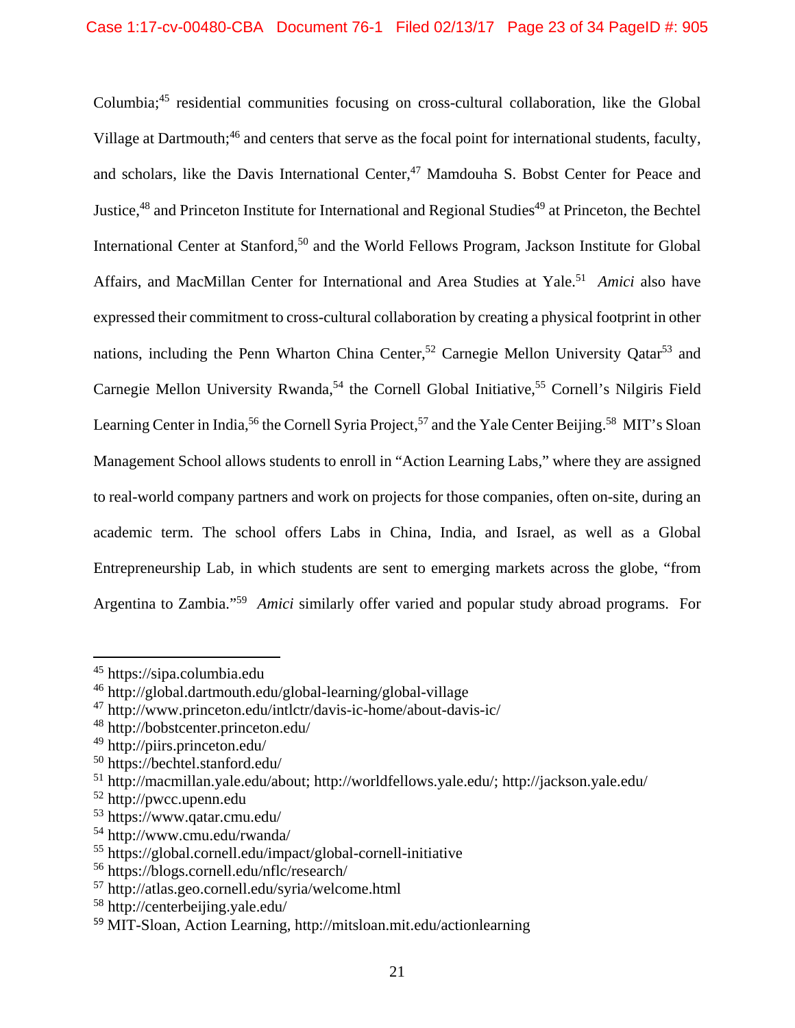Columbia;[45] residential communities focusing on cross-cultural collaboration, like the Global Village at Dartmouth;[46] and centers that serve as the focal point for international students, faculty, and scholars, like the Davis International Center,[47] Mamdouha S. Bobst Center for Peace and Justice,[48] and Princeton Institute for International and Regional Studies[49] at Princeton, the Bechtel International Center at Stanford,[50] and the World Fellows Program, Jackson Institute for Global Affairs, and MacMillan Center for International and Area Studies at Yale.[51] *Amici* also have expressed their commitment to cross-cultural collaboration by creating a physical footprint in other nations, including the Penn Wharton China Center,[52] Carnegie Mellon University Qatar[53] and Carnegie Mellon University Rwanda,[54] the Cornell Global Initiative,[55] Cornell's Nilgiris Field Learning Center in India,[56] the Cornell Syria Project,[57] and the Yale Center Beijing.[58] MIT's Sloan Management School allows students to enroll in "Action Learning Labs," where they are assigned to real-world company partners and work on projects for those companies, often on-site, during an academic term. The school offers Labs in China, India, and Israel, as well as a Global Entrepreneurship Lab, in which students are sent to emerging markets across the globe, "from Argentina to Zambia."[59] *Amici* similarly offer varied and popular study abroad programs. For

---

[45] https://sipa.columbia.edu
[46] http://global.dartmouth.edu/global-learning/global-village
[47] http://www.princeton.edu/intlctr/davis-ic-home/about-davis-ic/
[48] http://bobstcenter.princeton.edu/
[49] http://piirs.princeton.edu/
[50] https://bechtel.stanford.edu/
[51] http://macmillan.yale.edu/about; http://worldfellows.yale.edu/; http://jackson.yale.edu/
[52] http://pwcc.upenn.edu
[53] https://www.qatar.cmu.edu/
[54] http://www.cmu.edu/rwanda/
[55] https://global.cornell.edu/impact/global-cornell-initiative
[56] https://blogs.cornell.edu/nflc/research/
[57] http://atlas.geo.cornell.edu/syria/welcome.html
[58] http://centerbeijing.yale.edu/
[59] MIT-Sloan, Action Learning, http://mitsloan.mit.edu/actionlearning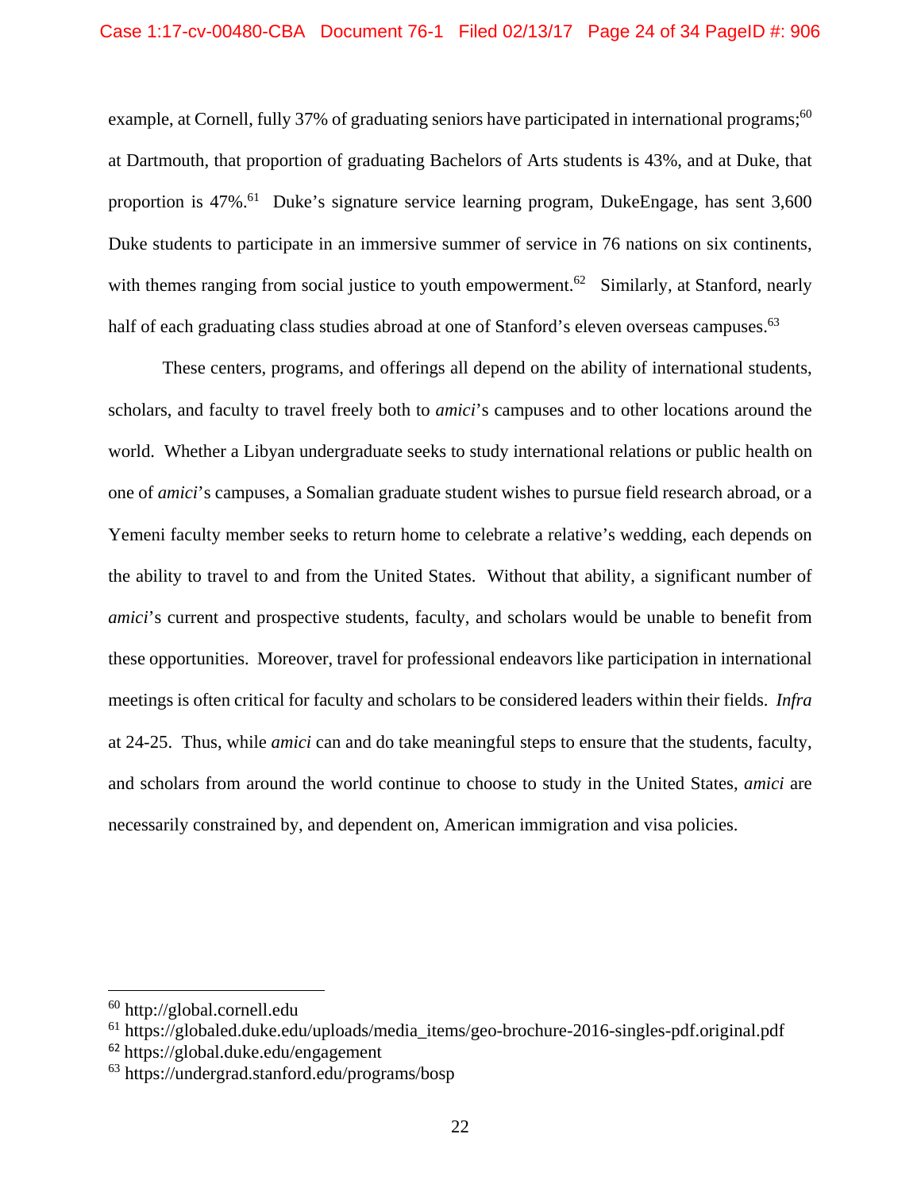example, at Cornell, fully 37% of graduating seniors have participated in international programs;[60] at Dartmouth, that proportion of graduating Bachelors of Arts students is 43%, and at Duke, that proportion is 47%.[61] Duke's signature service learning program, DukeEngage, has sent 3,600 Duke students to participate in an immersive summer of service in 76 nations on six continents, with themes ranging from social justice to youth empowerment.[62] Similarly, at Stanford, nearly half of each graduating class studies abroad at one of Stanford's eleven overseas campuses.[63]

These centers, programs, and offerings all depend on the ability of international students, scholars, and faculty to travel freely both to *amici*'s campuses and to other locations around the world. Whether a Libyan undergraduate seeks to study international relations or public health on one of *amici*'s campuses, a Somalian graduate student wishes to pursue field research abroad, or a Yemeni faculty member seeks to return home to celebrate a relative's wedding, each depends on the ability to travel to and from the United States. Without that ability, a significant number of *amici*'s current and prospective students, faculty, and scholars would be unable to benefit from these opportunities. Moreover, travel for professional endeavors like participation in international meetings is often critical for faculty and scholars to be considered leaders within their fields. *Infra* at 24-25. Thus, while *amici* can and do take meaningful steps to ensure that the students, faculty, and scholars from around the world continue to choose to study in the United States, *amici* are necessarily constrained by, and dependent on, American immigration and visa policies.

---

[60] http://global.cornell.edu

[61] https://globaled.duke.edu/uploads/media_items/geo-brochure-2016-singles-pdf.original.pdf

[62] https://global.duke.edu/engagement

[63] https://undergrad.stanford.edu/programs/bosp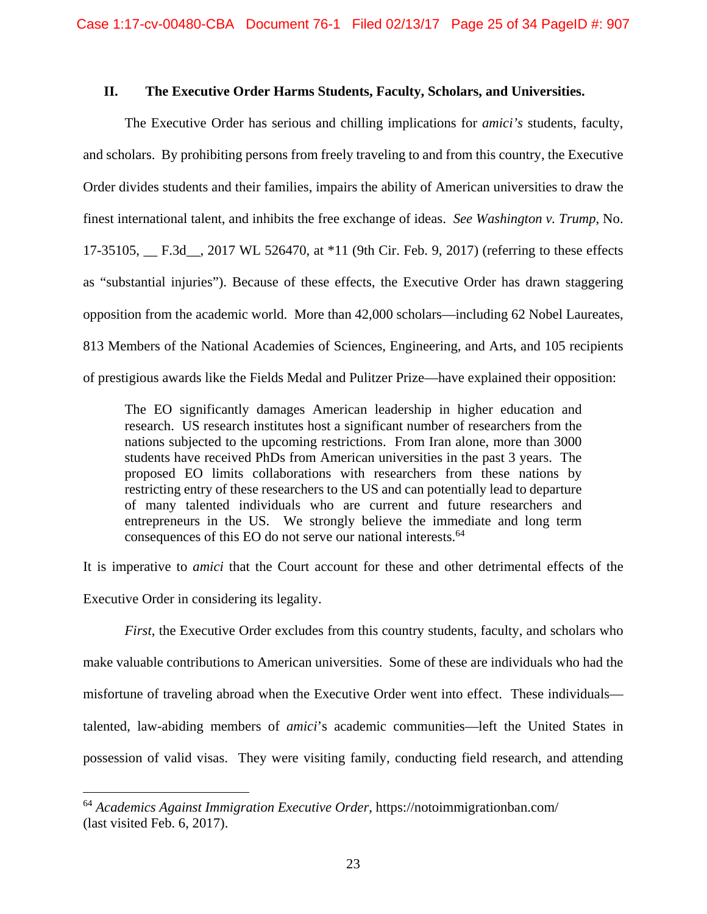## II. The Executive Order Harms Students, Faculty, Scholars, and Universities.

The Executive Order has serious and chilling implications for *amici's* students, faculty, and scholars. By prohibiting persons from freely traveling to and from this country, the Executive Order divides students and their families, impairs the ability of American universities to draw the finest international talent, and inhibits the free exchange of ideas. *See Washington v. Trump*, No. 17-35105, __ F.3d__, 2017 WL 526470, at *11 (9th Cir. Feb. 9, 2017) (referring to these effects as "substantial injuries"). Because of these effects, the Executive Order has drawn staggering opposition from the academic world. More than 42,000 scholars—including 62 Nobel Laureates, 813 Members of the National Academies of Sciences, Engineering, and Arts, and 105 recipients of prestigious awards like the Fields Medal and Pulitzer Prize—have explained their opposition:

> The EO significantly damages American leadership in higher education and research. US research institutes host a significant number of researchers from the nations subjected to the upcoming restrictions. From Iran alone, more than 3000 students have received PhDs from American universities in the past 3 years. The proposed EO limits collaborations with researchers from these nations by restricting entry of these researchers to the US and can potentially lead to departure of many talented individuals who are current and future researchers and entrepreneurs in the US. We strongly believe the immediate and long term consequences of this EO do not serve our national interests.[64]

It is imperative to *amici* that the Court account for these and other detrimental effects of the Executive Order in considering its legality.

*First*, the Executive Order excludes from this country students, faculty, and scholars who make valuable contributions to American universities. Some of these are individuals who had the misfortune of traveling abroad when the Executive Order went into effect. These individuals—talented, law-abiding members of *amici*'s academic communities—left the United States in possession of valid visas. They were visiting family, conducting field research, and attending

---

[64] *Academics Against Immigration Executive Order*, https://notoimmigrationban.com/ (last visited Feb. 6, 2017).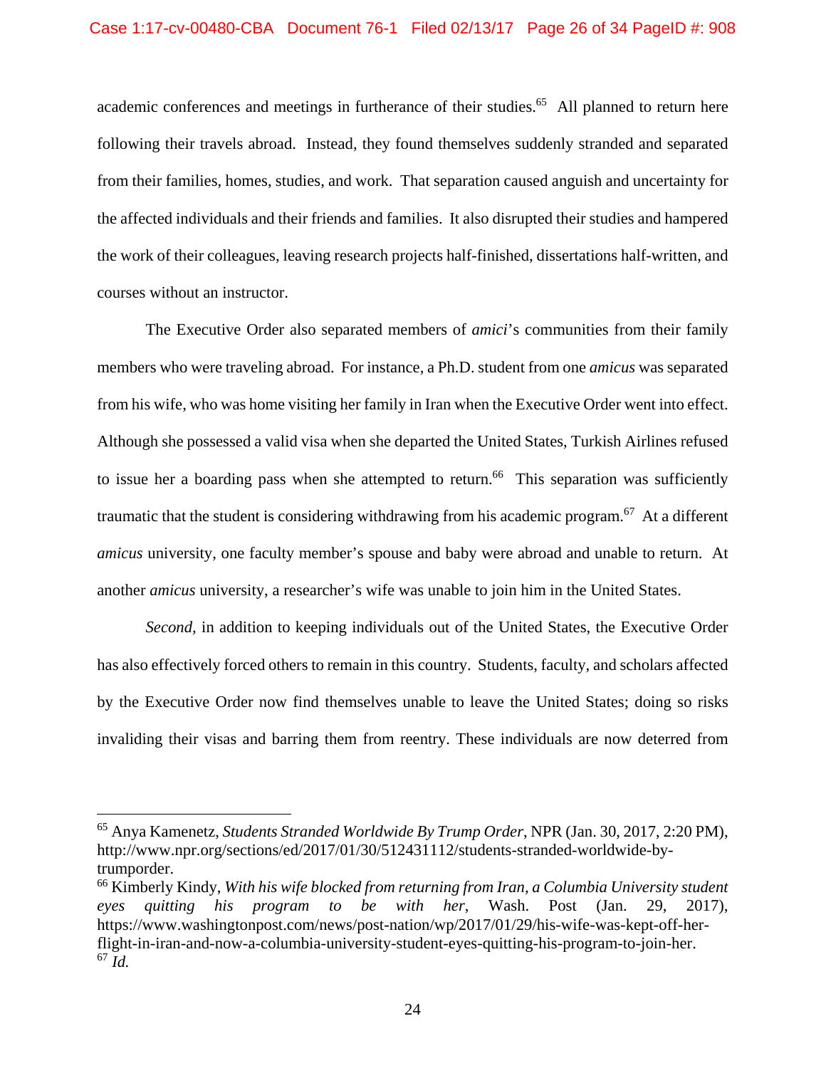academic conferences and meetings in furtherance of their studies.[65] All planned to return here following their travels abroad. Instead, they found themselves suddenly stranded and separated from their families, homes, studies, and work. That separation caused anguish and uncertainty for the affected individuals and their friends and families. It also disrupted their studies and hampered the work of their colleagues, leaving research projects half-finished, dissertations half-written, and courses without an instructor.

The Executive Order also separated members of *amici*'s communities from their family members who were traveling abroad. For instance, a Ph.D. student from one *amicus* was separated from his wife, who was home visiting her family in Iran when the Executive Order went into effect. Although she possessed a valid visa when she departed the United States, Turkish Airlines refused to issue her a boarding pass when she attempted to return.[66] This separation was sufficiently traumatic that the student is considering withdrawing from his academic program.[67] At a different *amicus* university, one faculty member's spouse and baby were abroad and unable to return. At another *amicus* university, a researcher's wife was unable to join him in the United States.

*Second,* in addition to keeping individuals out of the United States, the Executive Order has also effectively forced others to remain in this country. Students, faculty, and scholars affected by the Executive Order now find themselves unable to leave the United States; doing so risks invaliding their visas and barring them from reentry. These individuals are now deterred from

---

[65] Anya Kamenetz, *Students Stranded Worldwide By Trump Order*, NPR (Jan. 30, 2017, 2:20 PM), http://www.npr.org/sections/ed/2017/01/30/512431112/students-stranded-worldwide-by-trumporder.

[66] Kimberly Kindy, *With his wife blocked from returning from Iran, a Columbia University student eyes quitting his program to be with her*, Wash. Post (Jan. 29, 2017), https://www.washingtonpost.com/news/post-nation/wp/2017/01/29/his-wife-was-kept-off-her-flight-in-iran-and-now-a-columbia-university-student-eyes-quitting-his-program-to-join-her.

[67] *Id.*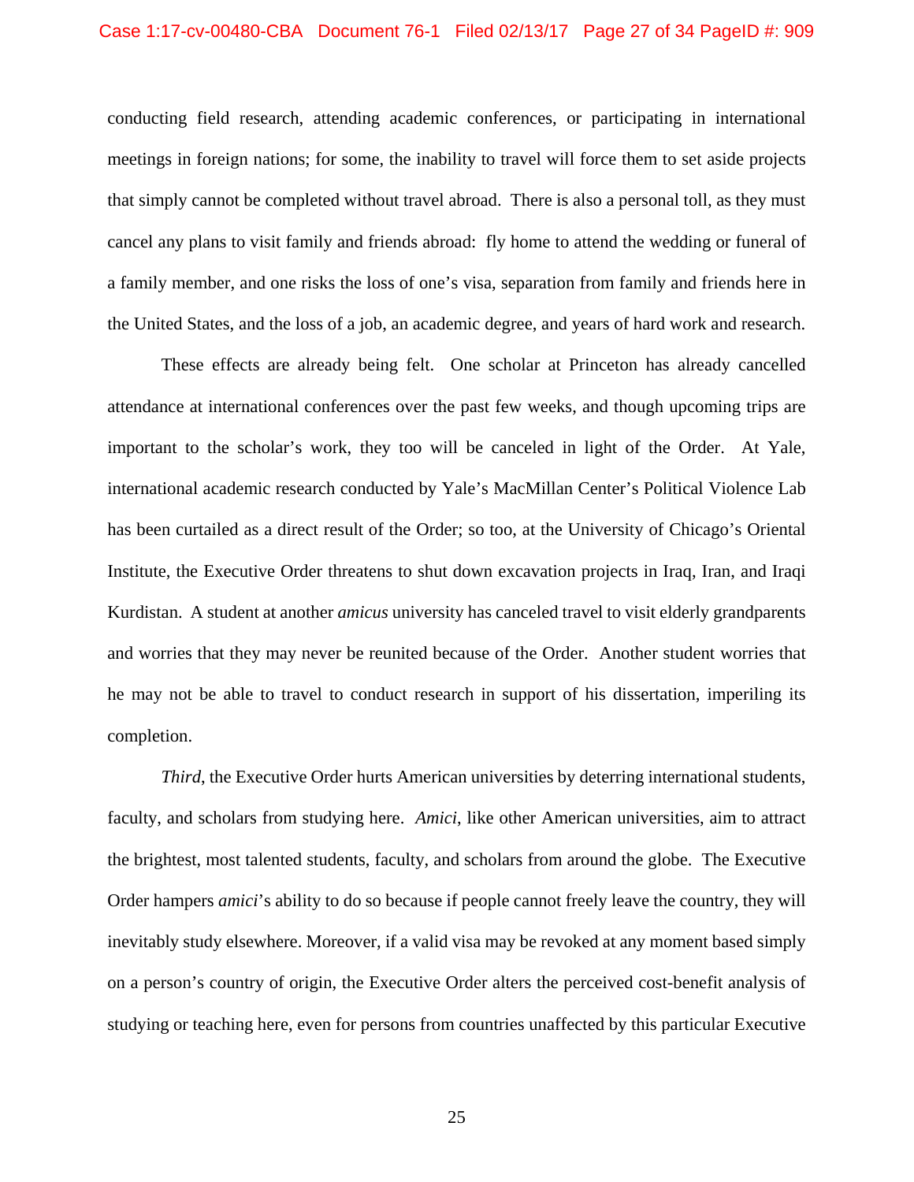conducting field research, attending academic conferences, or participating in international meetings in foreign nations; for some, the inability to travel will force them to set aside projects that simply cannot be completed without travel abroad. There is also a personal toll, as they must cancel any plans to visit family and friends abroad: fly home to attend the wedding or funeral of a family member, and one risks the loss of one's visa, separation from family and friends here in the United States, and the loss of a job, an academic degree, and years of hard work and research.

These effects are already being felt. One scholar at Princeton has already cancelled attendance at international conferences over the past few weeks, and though upcoming trips are important to the scholar's work, they too will be canceled in light of the Order. At Yale, international academic research conducted by Yale's MacMillan Center's Political Violence Lab has been curtailed as a direct result of the Order; so too, at the University of Chicago's Oriental Institute, the Executive Order threatens to shut down excavation projects in Iraq, Iran, and Iraqi Kurdistan. A student at another *amicus* university has canceled travel to visit elderly grandparents and worries that they may never be reunited because of the Order. Another student worries that he may not be able to travel to conduct research in support of his dissertation, imperiling its completion.

*Third*, the Executive Order hurts American universities by deterring international students, faculty, and scholars from studying here. *Amici*, like other American universities, aim to attract the brightest, most talented students, faculty, and scholars from around the globe. The Executive Order hampers *amici*'s ability to do so because if people cannot freely leave the country, they will inevitably study elsewhere. Moreover, if a valid visa may be revoked at any moment based simply on a person's country of origin, the Executive Order alters the perceived cost-benefit analysis of studying or teaching here, even for persons from countries unaffected by this particular Executive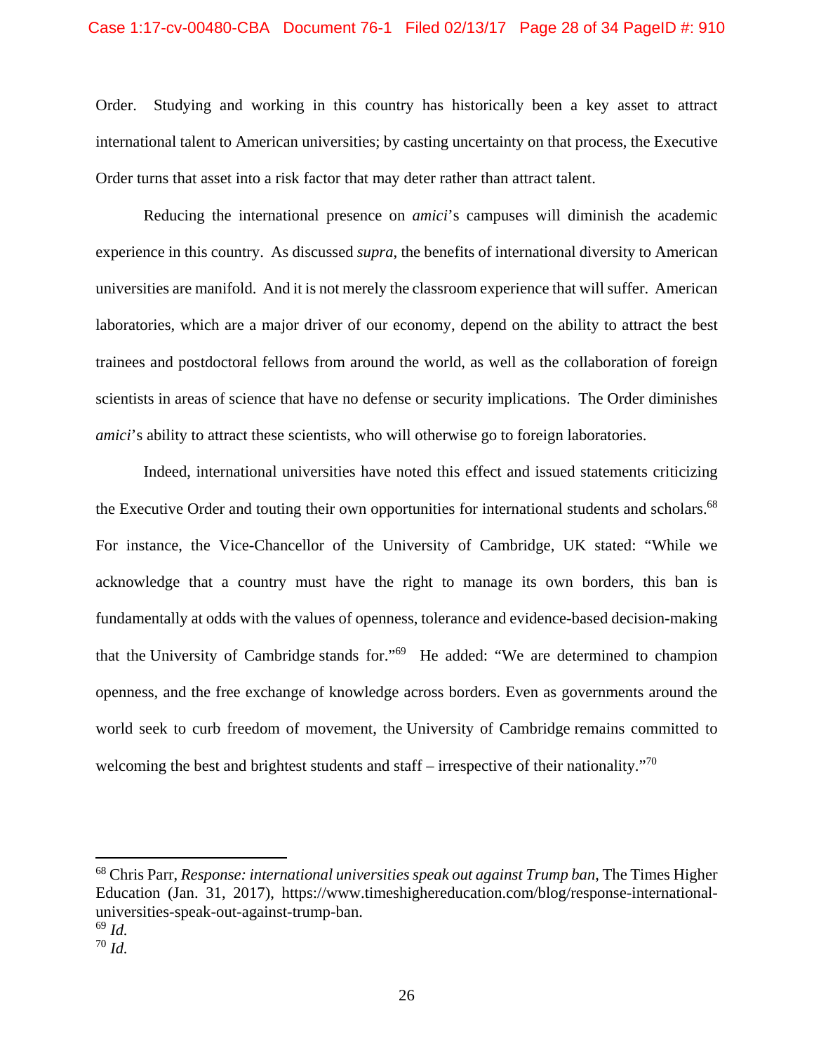Order. Studying and working in this country has historically been a key asset to attract international talent to American universities; by casting uncertainty on that process, the Executive Order turns that asset into a risk factor that may deter rather than attract talent.

Reducing the international presence on *amici*'s campuses will diminish the academic experience in this country. As discussed *supra*, the benefits of international diversity to American universities are manifold. And it is not merely the classroom experience that will suffer. American laboratories, which are a major driver of our economy, depend on the ability to attract the best trainees and postdoctoral fellows from around the world, as well as the collaboration of foreign scientists in areas of science that have no defense or security implications. The Order diminishes *amici*'s ability to attract these scientists, who will otherwise go to foreign laboratories.

Indeed, international universities have noted this effect and issued statements criticizing the Executive Order and touting their own opportunities for international students and scholars.[68] For instance, the Vice-Chancellor of the University of Cambridge, UK stated: "While we acknowledge that a country must have the right to manage its own borders, this ban is fundamentally at odds with the values of openness, tolerance and evidence-based decision-making that the University of Cambridge stands for."[69] He added: "We are determined to champion openness, and the free exchange of knowledge across borders. Even as governments around the world seek to curb freedom of movement, the University of Cambridge remains committed to welcoming the best and brightest students and staff – irrespective of their nationality."[70]

---

[68] Chris Parr, *Response: international universities speak out against Trump ban*, The Times Higher Education (Jan. 31, 2017), https://www.timeshighereducation.com/blog/response-international-universities-speak-out-against-trump-ban.

[69] *Id.*

[70] *Id.*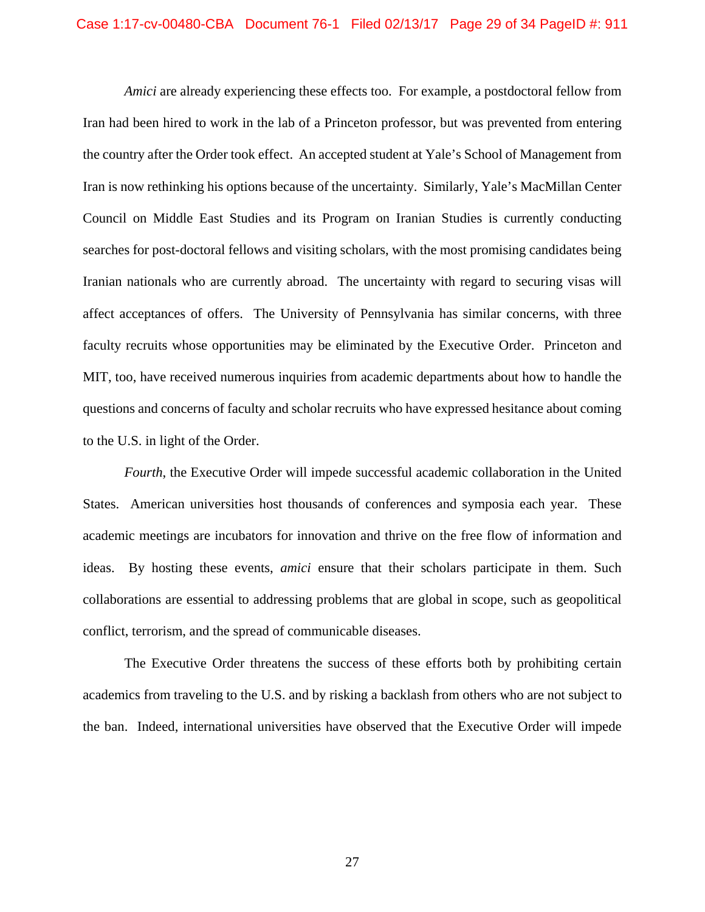*Amici* are already experiencing these effects too. For example, a postdoctoral fellow from Iran had been hired to work in the lab of a Princeton professor, but was prevented from entering the country after the Order took effect. An accepted student at Yale's School of Management from Iran is now rethinking his options because of the uncertainty. Similarly, Yale's MacMillan Center Council on Middle East Studies and its Program on Iranian Studies is currently conducting searches for post-doctoral fellows and visiting scholars, with the most promising candidates being Iranian nationals who are currently abroad. The uncertainty with regard to securing visas will affect acceptances of offers. The University of Pennsylvania has similar concerns, with three faculty recruits whose opportunities may be eliminated by the Executive Order. Princeton and MIT, too, have received numerous inquiries from academic departments about how to handle the questions and concerns of faculty and scholar recruits who have expressed hesitance about coming to the U.S. in light of the Order.

*Fourth*, the Executive Order will impede successful academic collaboration in the United States. American universities host thousands of conferences and symposia each year. These academic meetings are incubators for innovation and thrive on the free flow of information and ideas. By hosting these events, *amici* ensure that their scholars participate in them. Such collaborations are essential to addressing problems that are global in scope, such as geopolitical conflict, terrorism, and the spread of communicable diseases.

The Executive Order threatens the success of these efforts both by prohibiting certain academics from traveling to the U.S. and by risking a backlash from others who are not subject to the ban. Indeed, international universities have observed that the Executive Order will impede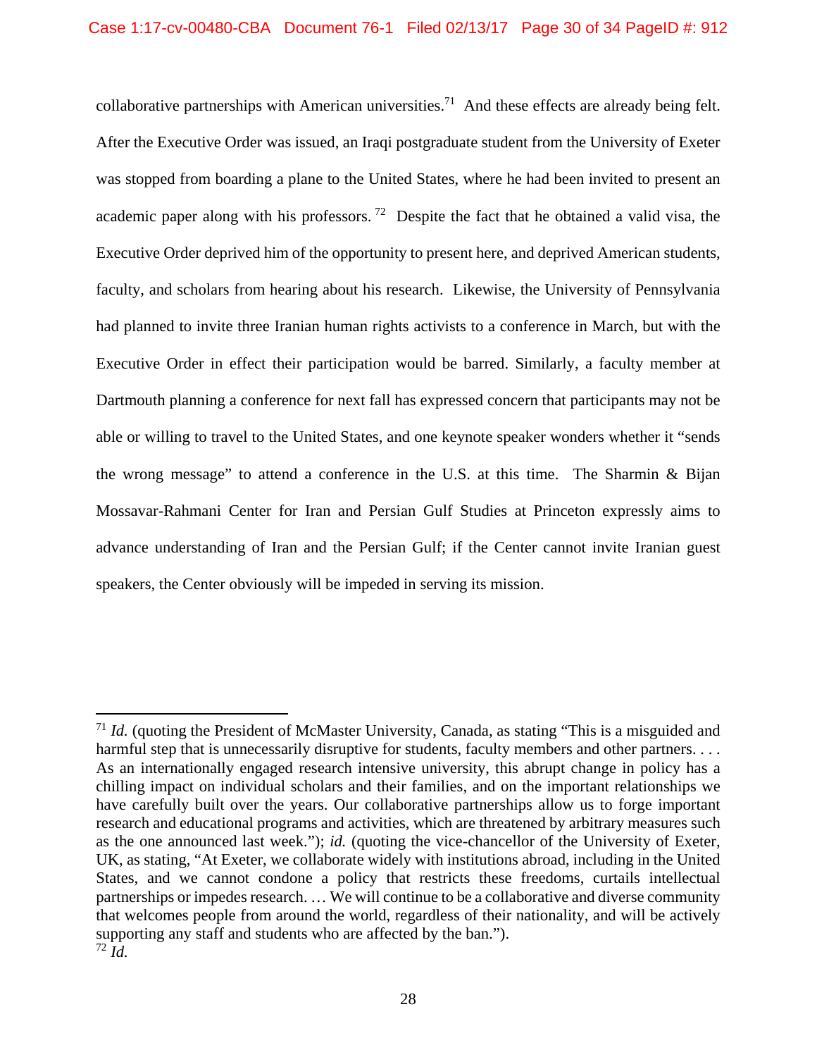collaborative partnerships with American universities.[71] And these effects are already being felt. After the Executive Order was issued, an Iraqi postgraduate student from the University of Exeter was stopped from boarding a plane to the United States, where he had been invited to present an academic paper along with his professors.[72] Despite the fact that he obtained a valid visa, the Executive Order deprived him of the opportunity to present here, and deprived American students, faculty, and scholars from hearing about his research. Likewise, the University of Pennsylvania had planned to invite three Iranian human rights activists to a conference in March, but with the Executive Order in effect their participation would be barred. Similarly, a faculty member at Dartmouth planning a conference for next fall has expressed concern that participants may not be able or willing to travel to the United States, and one keynote speaker wonders whether it "sends the wrong message" to attend a conference in the U.S. at this time. The Sharmin & Bijan Mossavar-Rahmani Center for Iran and Persian Gulf Studies at Princeton expressly aims to advance understanding of Iran and the Persian Gulf; if the Center cannot invite Iranian guest speakers, the Center obviously will be impeded in serving its mission.

---

[71] *Id.* (quoting the President of McMaster University, Canada, as stating "This is a misguided and harmful step that is unnecessarily disruptive for students, faculty members and other partners. . . . As an internationally engaged research intensive university, this abrupt change in policy has a chilling impact on individual scholars and their families, and on the important relationships we have carefully built over the years. Our collaborative partnerships allow us to forge important research and educational programs and activities, which are threatened by arbitrary measures such as the one announced last week."); *id.* (quoting the vice-chancellor of the University of Exeter, UK, as stating, "At Exeter, we collaborate widely with institutions abroad, including in the United States, and we cannot condone a policy that restricts these freedoms, curtails intellectual partnerships or impedes research. … We will continue to be a collaborative and diverse community that welcomes people from around the world, regardless of their nationality, and will be actively supporting any staff and students who are affected by the ban.").

[72] *Id.*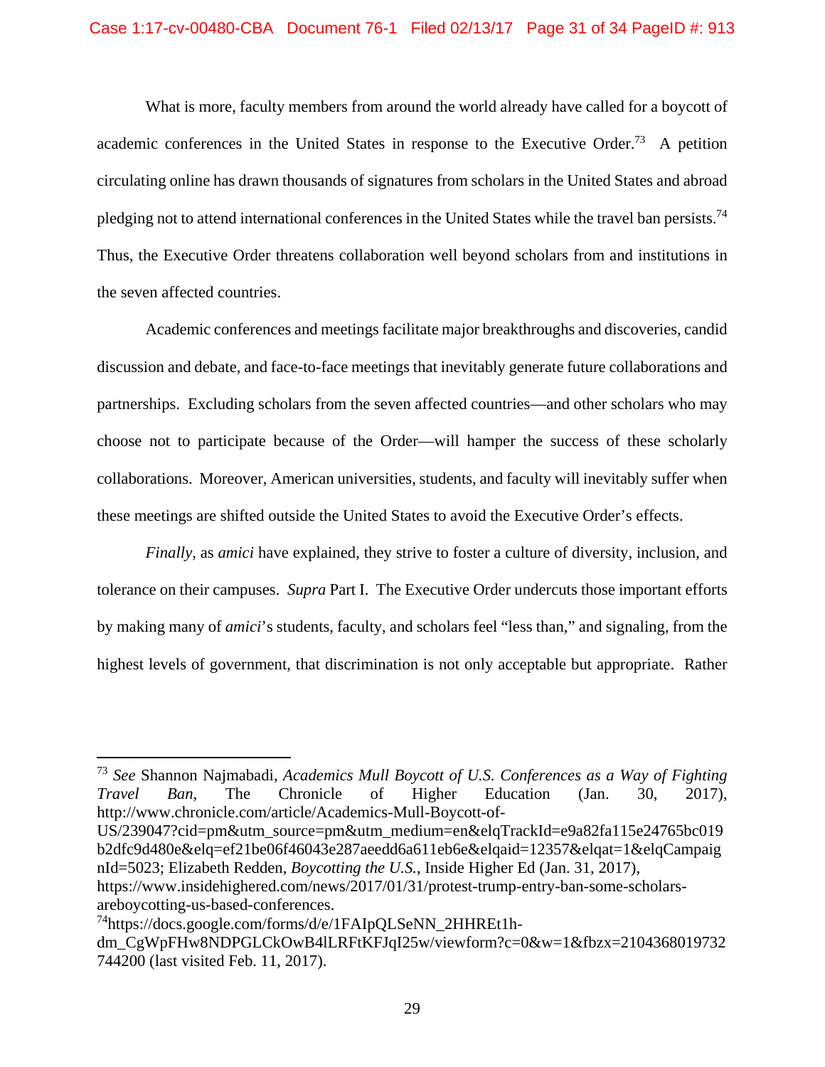What is more, faculty members from around the world already have called for a boycott of academic conferences in the United States in response to the Executive Order.[73] A petition circulating online has drawn thousands of signatures from scholars in the United States and abroad pledging not to attend international conferences in the United States while the travel ban persists.[74] Thus, the Executive Order threatens collaboration well beyond scholars from and institutions in the seven affected countries.

Academic conferences and meetings facilitate major breakthroughs and discoveries, candid discussion and debate, and face-to-face meetings that inevitably generate future collaborations and partnerships. Excluding scholars from the seven affected countries—and other scholars who may choose not to participate because of the Order—will hamper the success of these scholarly collaborations. Moreover, American universities, students, and faculty will inevitably suffer when these meetings are shifted outside the United States to avoid the Executive Order's effects.

*Finally*, as *amici* have explained, they strive to foster a culture of diversity, inclusion, and tolerance on their campuses. *Supra* Part I. The Executive Order undercuts those important efforts by making many of *amici*'s students, faculty, and scholars feel "less than," and signaling, from the highest levels of government, that discrimination is not only acceptable but appropriate. Rather

---

[73] *See* Shannon Najmabadi, *Academics Mull Boycott of U.S. Conferences as a Way of Fighting Travel Ban*, The Chronicle of Higher Education (Jan. 30, 2017), http://www.chronicle.com/article/Academics-Mull-Boycott-of-US/239047?cid=pm&utm_source=pm&utm_medium=en&elqTrackId=e9a82fa115e24765bc019b2dfc9d480e&elq=ef21be06f46043e287aeedd6a611eb6e&elqaid=12357&elqat=1&elqCampaignId=5023; Elizabeth Redden, *Boycotting the U.S.*, Inside Higher Ed (Jan. 31, 2017), https://www.insidehighered.com/news/2017/01/31/protest-trump-entry-ban-some-scholars-areboycotting-us-based-conferences.

[74] https://docs.google.com/forms/d/e/1FAIpQLSeNN_2HHREt1h-dm_CgWpFHw8NDPGLCkOwB4lLRFtKFJqI25w/viewform?c=0&w=1&fbzx=2104368019732744200 (last visited Feb. 11, 2017).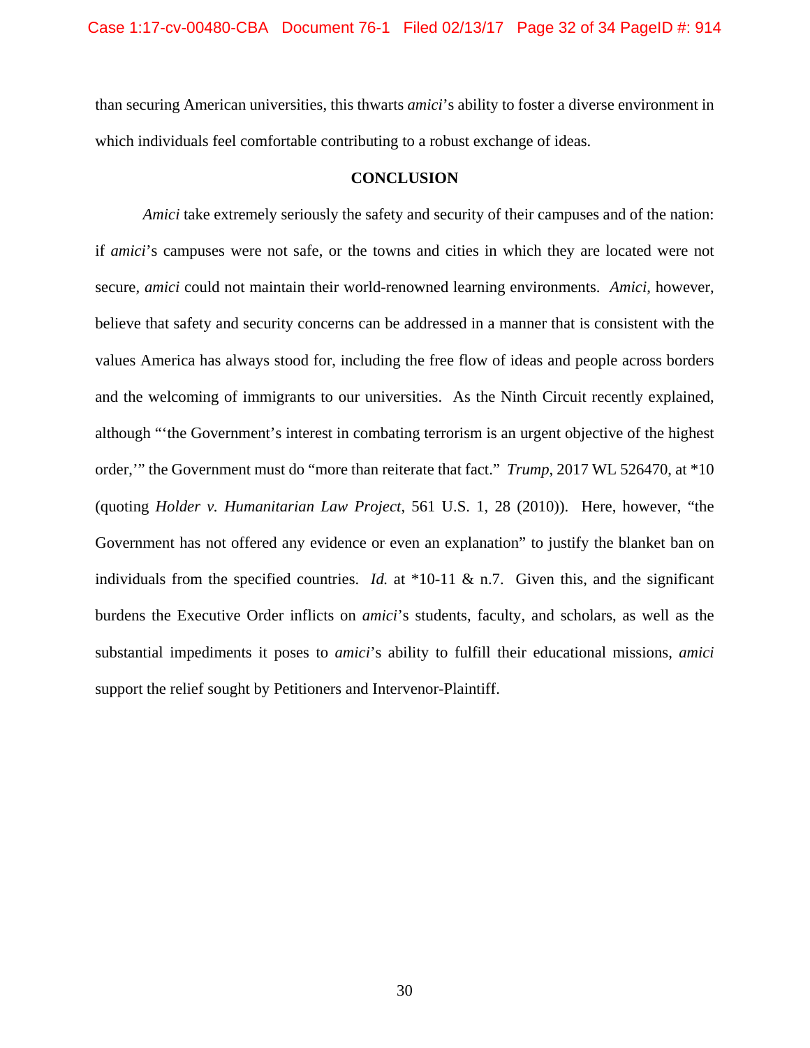than securing American universities, this thwarts *amici*'s ability to foster a diverse environment in which individuals feel comfortable contributing to a robust exchange of ideas.

## CONCLUSION

*Amici* take extremely seriously the safety and security of their campuses and of the nation: if *amici*'s campuses were not safe, or the towns and cities in which they are located were not secure, *amici* could not maintain their world-renowned learning environments. *Amici*, however, believe that safety and security concerns can be addressed in a manner that is consistent with the values America has always stood for, including the free flow of ideas and people across borders and the welcoming of immigrants to our universities. As the Ninth Circuit recently explained, although "'the Government's interest in combating terrorism is an urgent objective of the highest order,'" the Government must do "more than reiterate that fact." *Trump*, 2017 WL 526470, at *10 (quoting *Holder v. Humanitarian Law Project*, 561 U.S. 1, 28 (2010)). Here, however, "the Government has not offered any evidence or even an explanation" to justify the blanket ban on individuals from the specified countries. *Id.* at *10-11 & n.7. Given this, and the significant burdens the Executive Order inflicts on *amici*'s students, faculty, and scholars, as well as the substantial impediments it poses to *amici*'s ability to fulfill their educational missions, *amici* support the relief sought by Petitioners and Intervenor-Plaintiff.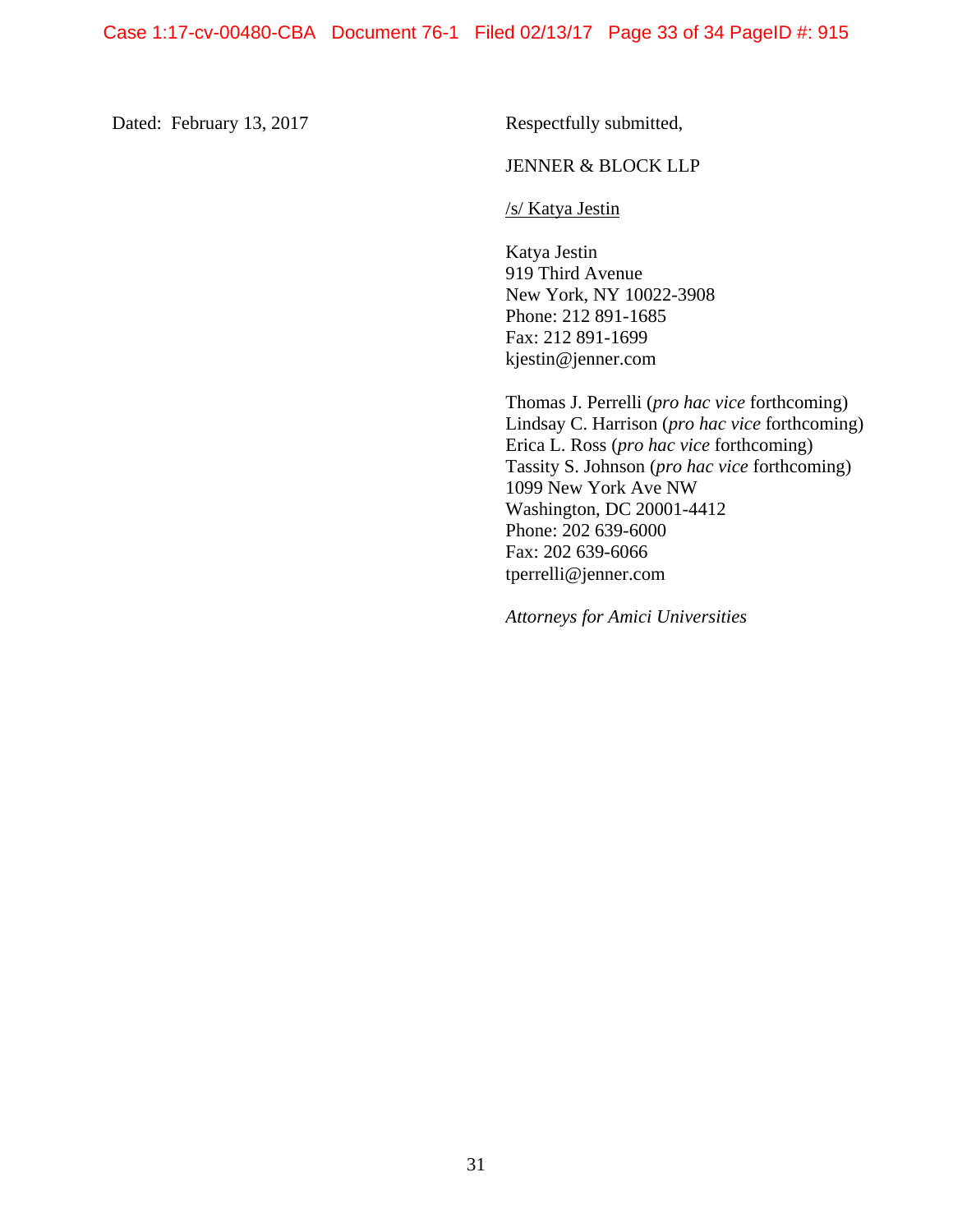Dated: February 13, 2017

Respectfully submitted,

JENNER & BLOCK LLP

/s/ Katya Jestin

Katya Jestin
919 Third Avenue
New York, NY 10022-3908
Phone: 212 891-1685
Fax: 212 891-1699
kjestin@jenner.com

Thomas J. Perrelli (*pro hac vice* forthcoming)
Lindsay C. Harrison (*pro hac vice* forthcoming)
Erica L. Ross (*pro hac vice* forthcoming)
Tassity S. Johnson (*pro hac vice* forthcoming)
1099 New York Ave NW
Washington, DC 20001-4412
Phone: 202 639-6000
Fax: 202 639-6066
tperrelli@jenner.com

*Attorneys for Amici Universities*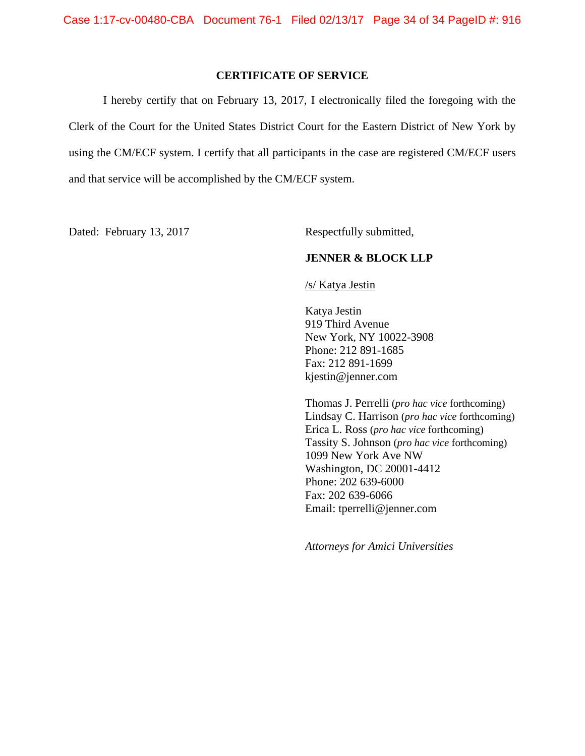## CERTIFICATE OF SERVICE

I hereby certify that on February 13, 2017, I electronically filed the foregoing with the Clerk of the Court for the United States District Court for the Eastern District of New York by using the CM/ECF system. I certify that all participants in the case are registered CM/ECF users and that service will be accomplished by the CM/ECF system.

Dated: February 13, 2017

Respectfully submitted,

**JENNER & BLOCK LLP**

/s/ Katya Jestin

Katya Jestin
919 Third Avenue
New York, NY 10022-3908
Phone: 212 891-1685
Fax: 212 891-1699
kjestin@jenner.com

Thomas J. Perrelli (*pro hac vice* forthcoming)
Lindsay C. Harrison (*pro hac vice* forthcoming)
Erica L. Ross (*pro hac vice* forthcoming)
Tassity S. Johnson (*pro hac vice* forthcoming)
1099 New York Ave NW
Washington, DC 20001-4412
Phone: 202 639-6000
Fax: 202 639-6066
Email: tperrelli@jenner.com

*Attorneys for Amici Universities*